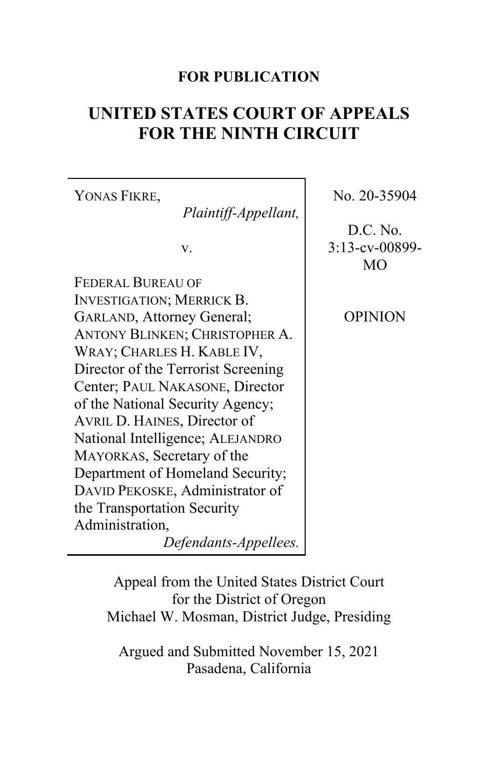**FOR PUBLICATION**

# UNITED STATES COURT OF APPEALS FOR THE NINTH CIRCUIT

| | |
|---|---|
| YONAS FIKRE, *Plaintiff-Appellant,* v. FEDERAL BUREAU OF INVESTIGATION; MERRICK B. GARLAND, Attorney General; ANTONY BLINKEN; CHRISTOPHER A. WRAY; CHARLES H. KABLE IV, Director of the Terrorist Screening Center; PAUL NAKASONE, Director of the National Security Agency; AVRIL D. HAINES, Director of National Intelligence; ALEJANDRO MAYORKAS, Secretary of the Department of Homeland Security; DAVID PEKOSKE, Administrator of the Transportation Security Administration, *Defendants-Appellees.* | No. 20-35904<br><br>D.C. No. 3:13-cv-00899-MO<br><br>OPINION |

Appeal from the United States District Court for the District of Oregon
Michael W. Mosman, District Judge, Presiding

Argued and Submitted November 15, 2021
Pasadena, California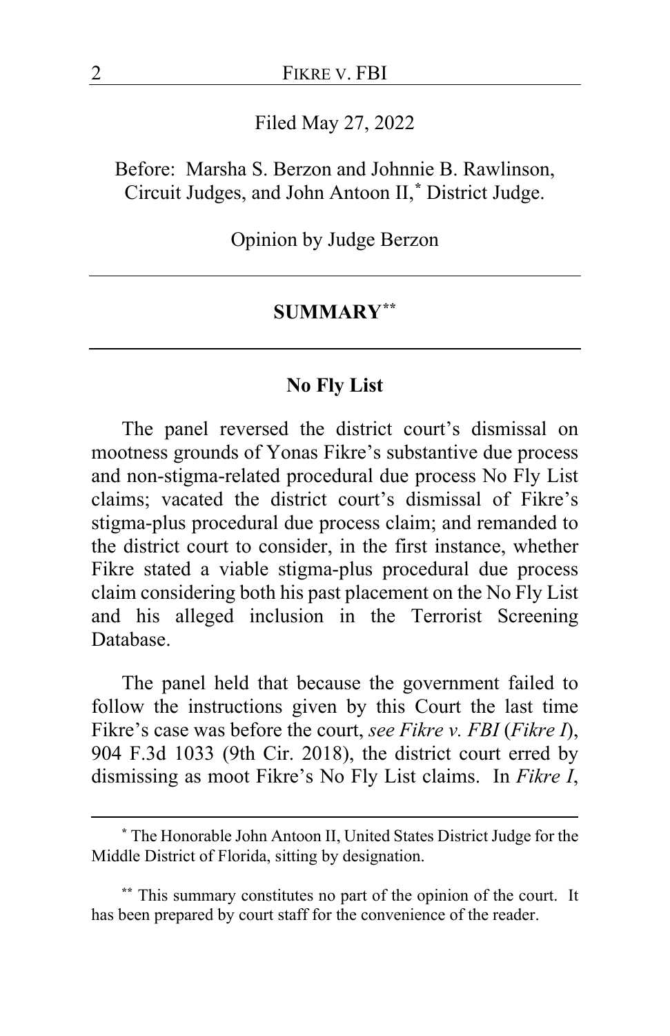Filed May 27, 2022

Before: Marsha S. Berzon and Johnnie B. Rawlinson, Circuit Judges, and John Antoon II,* District Judge.

Opinion by Judge Berzon

---

## SUMMARY**

---

### No Fly List

The panel reversed the district court's dismissal on mootness grounds of Yonas Fikre's substantive due process and non-stigma-related procedural due process No Fly List claims; vacated the district court's dismissal of Fikre's stigma-plus procedural due process claim; and remanded to the district court to consider, in the first instance, whether Fikre stated a viable stigma-plus procedural due process claim considering both his past placement on the No Fly List and his alleged inclusion in the Terrorist Screening Database.

The panel held that because the government failed to follow the instructions given by this Court the last time Fikre's case was before the court, *see Fikre v. FBI* (*Fikre I*), 904 F.3d 1033 (9th Cir. 2018), the district court erred by dismissing as moot Fikre's No Fly List claims. In *Fikre I*,

---

\* The Honorable John Antoon II, United States District Judge for the Middle District of Florida, sitting by designation.

\*\* This summary constitutes no part of the opinion of the court. It has been prepared by court staff for the convenience of the reader.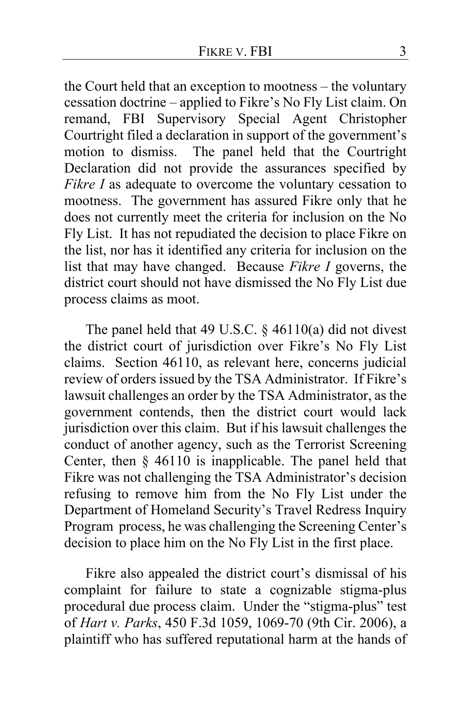the Court held that an exception to mootness – the voluntary cessation doctrine – applied to Fikre's No Fly List claim. On remand, FBI Supervisory Special Agent Christopher Courtright filed a declaration in support of the government's motion to dismiss. The panel held that the Courtright Declaration did not provide the assurances specified by *Fikre I* as adequate to overcome the voluntary cessation to mootness. The government has assured Fikre only that he does not currently meet the criteria for inclusion on the No Fly List. It has not repudiated the decision to place Fikre on the list, nor has it identified any criteria for inclusion on the list that may have changed. Because *Fikre I* governs, the district court should not have dismissed the No Fly List due process claims as moot.

The panel held that 49 U.S.C. § 46110(a) did not divest the district court of jurisdiction over Fikre's No Fly List claims. Section 46110, as relevant here, concerns judicial review of orders issued by the TSA Administrator. If Fikre's lawsuit challenges an order by the TSA Administrator, as the government contends, then the district court would lack jurisdiction over this claim. But if his lawsuit challenges the conduct of another agency, such as the Terrorist Screening Center, then § 46110 is inapplicable. The panel held that Fikre was not challenging the TSA Administrator's decision refusing to remove him from the No Fly List under the Department of Homeland Security's Travel Redress Inquiry Program process, he was challenging the Screening Center's decision to place him on the No Fly List in the first place.

Fikre also appealed the district court's dismissal of his complaint for failure to state a cognizable stigma-plus procedural due process claim. Under the "stigma-plus" test of *Hart v. Parks*, 450 F.3d 1059, 1069-70 (9th Cir. 2006), a plaintiff who has suffered reputational harm at the hands of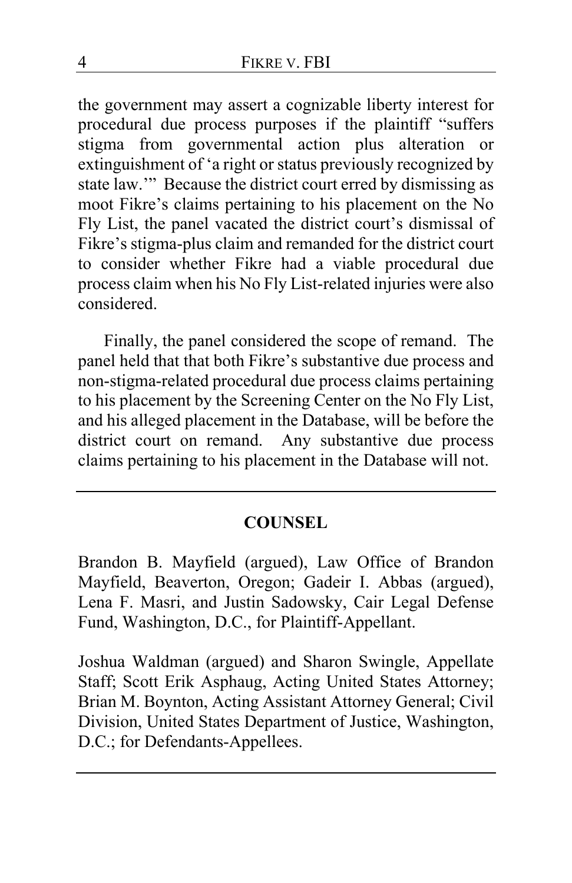the government may assert a cognizable liberty interest for procedural due process purposes if the plaintiff "suffers stigma from governmental action plus alteration or extinguishment of 'a right or status previously recognized by state law.'" Because the district court erred by dismissing as moot Fikre's claims pertaining to his placement on the No Fly List, the panel vacated the district court's dismissal of Fikre's stigma-plus claim and remanded for the district court to consider whether Fikre had a viable procedural due process claim when his No Fly List-related injuries were also considered.

Finally, the panel considered the scope of remand. The panel held that that both Fikre's substantive due process and non-stigma-related procedural due process claims pertaining to his placement by the Screening Center on the No Fly List, and his alleged placement in the Database, will be before the district court on remand. Any substantive due process claims pertaining to his placement in the Database will not.

---

## COUNSEL

Brandon B. Mayfield (argued), Law Office of Brandon Mayfield, Beaverton, Oregon; Gadeir I. Abbas (argued), Lena F. Masri, and Justin Sadowsky, Cair Legal Defense Fund, Washington, D.C., for Plaintiff-Appellant.

Joshua Waldman (argued) and Sharon Swingle, Appellate Staff; Scott Erik Asphaug, Acting United States Attorney; Brian M. Boynton, Acting Assistant Attorney General; Civil Division, United States Department of Justice, Washington, D.C.; for Defendants-Appellees.

---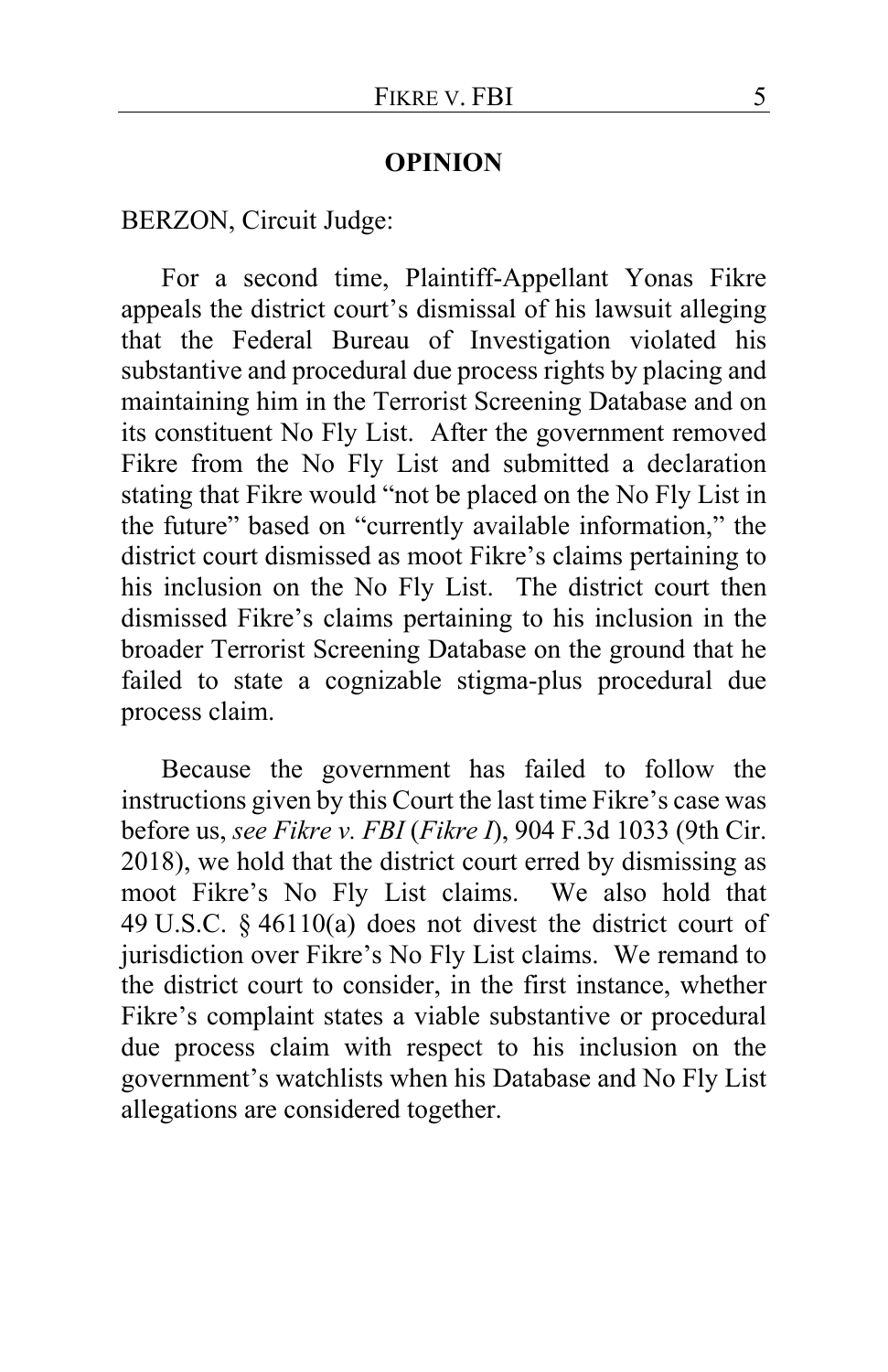## OPINION

BERZON, Circuit Judge:

For a second time, Plaintiff-Appellant Yonas Fikre appeals the district court's dismissal of his lawsuit alleging that the Federal Bureau of Investigation violated his substantive and procedural due process rights by placing and maintaining him in the Terrorist Screening Database and on its constituent No Fly List. After the government removed Fikre from the No Fly List and submitted a declaration stating that Fikre would "not be placed on the No Fly List in the future" based on "currently available information," the district court dismissed as moot Fikre's claims pertaining to his inclusion on the No Fly List. The district court then dismissed Fikre's claims pertaining to his inclusion in the broader Terrorist Screening Database on the ground that he failed to state a cognizable stigma-plus procedural due process claim.

Because the government has failed to follow the instructions given by this Court the last time Fikre's case was before us, *see Fikre v. FBI* (*Fikre I*), 904 F.3d 1033 (9th Cir. 2018), we hold that the district court erred by dismissing as moot Fikre's No Fly List claims. We also hold that 49 U.S.C. § 46110(a) does not divest the district court of jurisdiction over Fikre's No Fly List claims. We remand to the district court to consider, in the first instance, whether Fikre's complaint states a viable substantive or procedural due process claim with respect to his inclusion on the government's watchlists when his Database and No Fly List allegations are considered together.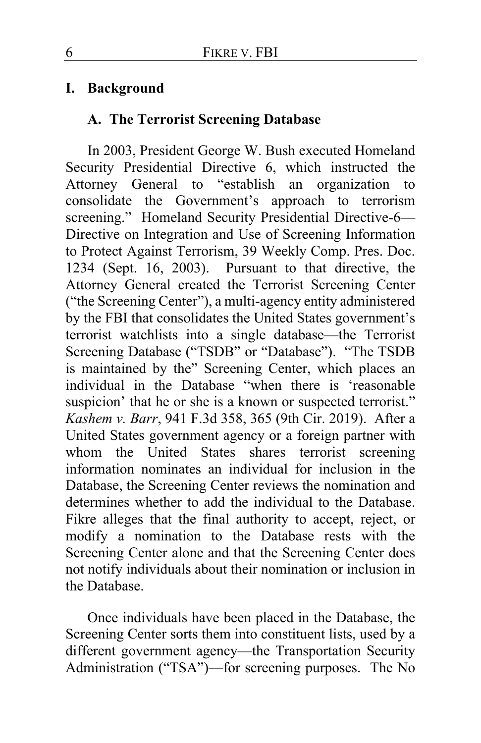## I. Background

### A. The Terrorist Screening Database

In 2003, President George W. Bush executed Homeland Security Presidential Directive 6, which instructed the Attorney General to "establish an organization to consolidate the Government's approach to terrorism screening." Homeland Security Presidential Directive-6—Directive on Integration and Use of Screening Information to Protect Against Terrorism, 39 Weekly Comp. Pres. Doc. 1234 (Sept. 16, 2003). Pursuant to that directive, the Attorney General created the Terrorist Screening Center ("the Screening Center"), a multi-agency entity administered by the FBI that consolidates the United States government's terrorist watchlists into a single database—the Terrorist Screening Database ("TSDB" or "Database"). "The TSDB is maintained by the" Screening Center, which places an individual in the Database "when there is 'reasonable suspicion' that he or she is a known or suspected terrorist." *Kashem v. Barr*, 941 F.3d 358, 365 (9th Cir. 2019). After a United States government agency or a foreign partner with whom the United States shares terrorist screening information nominates an individual for inclusion in the Database, the Screening Center reviews the nomination and determines whether to add the individual to the Database. Fikre alleges that the final authority to accept, reject, or modify a nomination to the Database rests with the Screening Center alone and that the Screening Center does not notify individuals about their nomination or inclusion in the Database.

Once individuals have been placed in the Database, the Screening Center sorts them into constituent lists, used by a different government agency—the Transportation Security Administration ("TSA")—for screening purposes. The No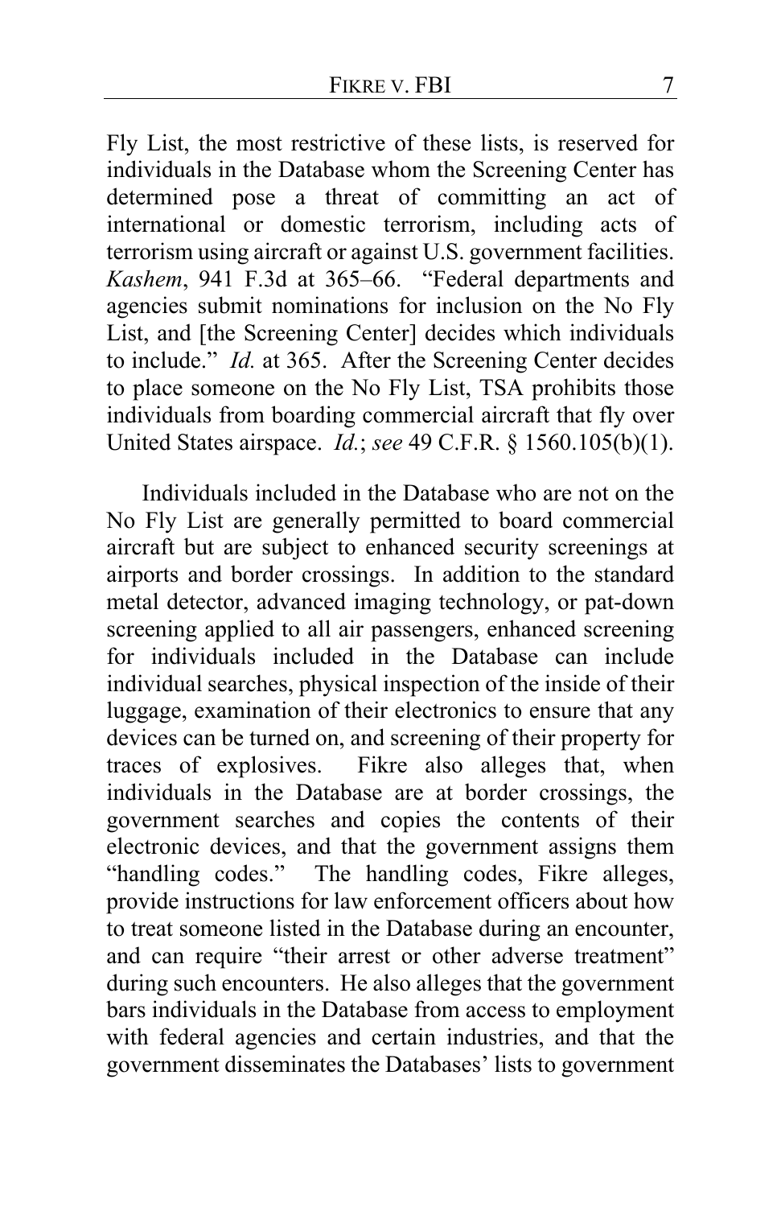Fly List, the most restrictive of these lists, is reserved for individuals in the Database whom the Screening Center has determined pose a threat of committing an act of international or domestic terrorism, including acts of terrorism using aircraft or against U.S. government facilities. *Kashem*, 941 F.3d at 365–66. "Federal departments and agencies submit nominations for inclusion on the No Fly List, and [the Screening Center] decides which individuals to include." *Id.* at 365. After the Screening Center decides to place someone on the No Fly List, TSA prohibits those individuals from boarding commercial aircraft that fly over United States airspace. *Id.*; *see* 49 C.F.R. § 1560.105(b)(1).

Individuals included in the Database who are not on the No Fly List are generally permitted to board commercial aircraft but are subject to enhanced security screenings at airports and border crossings. In addition to the standard metal detector, advanced imaging technology, or pat-down screening applied to all air passengers, enhanced screening for individuals included in the Database can include individual searches, physical inspection of the inside of their luggage, examination of their electronics to ensure that any devices can be turned on, and screening of their property for traces of explosives. Fikre also alleges that, when individuals in the Database are at border crossings, the government searches and copies the contents of their electronic devices, and that the government assigns them "handling codes." The handling codes, Fikre alleges, provide instructions for law enforcement officers about how to treat someone listed in the Database during an encounter, and can require "their arrest or other adverse treatment" during such encounters. He also alleges that the government bars individuals in the Database from access to employment with federal agencies and certain industries, and that the government disseminates the Databases' lists to government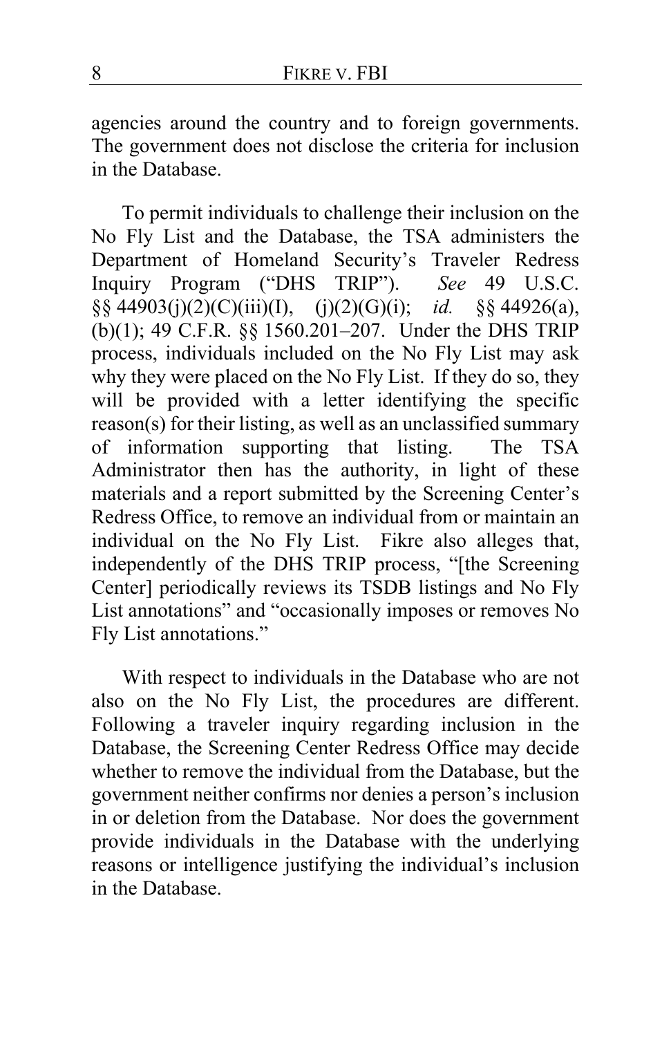agencies around the country and to foreign governments. The government does not disclose the criteria for inclusion in the Database.

To permit individuals to challenge their inclusion on the No Fly List and the Database, the TSA administers the Department of Homeland Security's Traveler Redress Inquiry Program ("DHS TRIP"). *See* 49 U.S.C. §§ 44903(j)(2)(C)(iii)(I), (j)(2)(G)(i); *id.* §§ 44926(a), (b)(1); 49 C.F.R. §§ 1560.201–207. Under the DHS TRIP process, individuals included on the No Fly List may ask why they were placed on the No Fly List. If they do so, they will be provided with a letter identifying the specific reason(s) for their listing, as well as an unclassified summary of information supporting that listing. The TSA Administrator then has the authority, in light of these materials and a report submitted by the Screening Center's Redress Office, to remove an individual from or maintain an individual on the No Fly List. Fikre also alleges that, independently of the DHS TRIP process, "[the Screening Center] periodically reviews its TSDB listings and No Fly List annotations" and "occasionally imposes or removes No Fly List annotations."

With respect to individuals in the Database who are not also on the No Fly List, the procedures are different. Following a traveler inquiry regarding inclusion in the Database, the Screening Center Redress Office may decide whether to remove the individual from the Database, but the government neither confirms nor denies a person's inclusion in or deletion from the Database. Nor does the government provide individuals in the Database with the underlying reasons or intelligence justifying the individual's inclusion in the Database.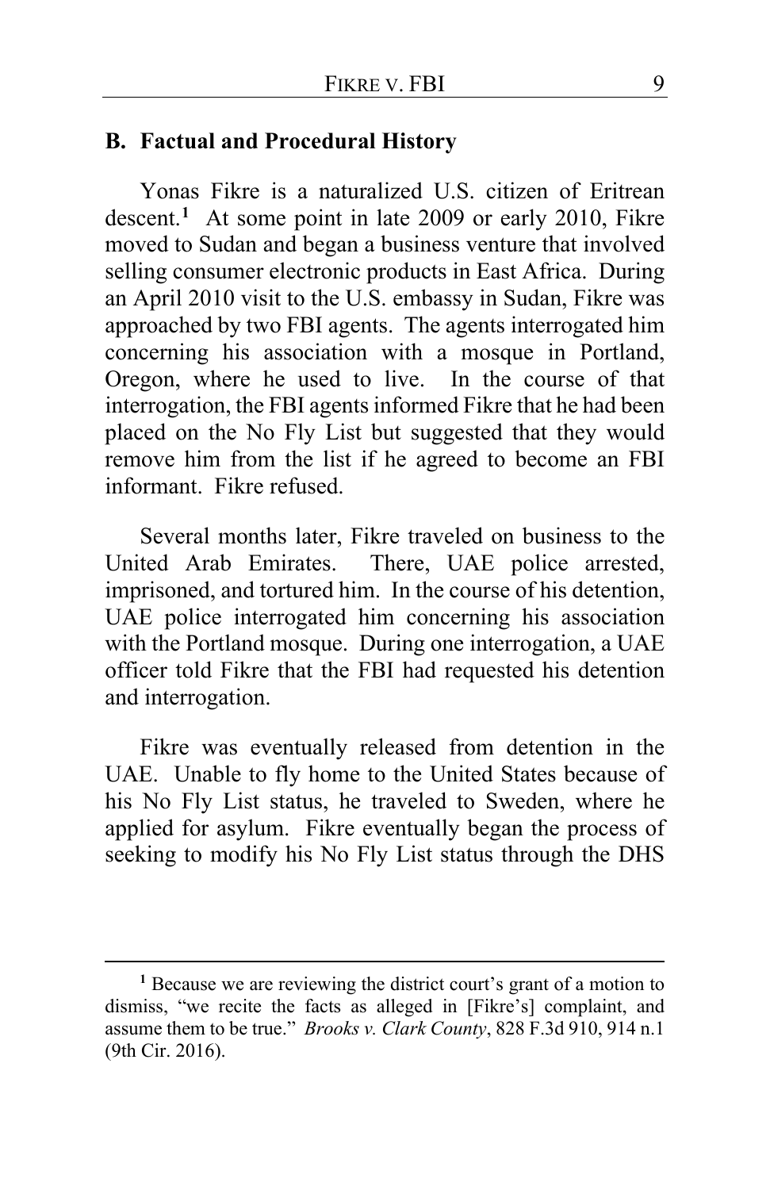## B. Factual and Procedural History

Yonas Fikre is a naturalized U.S. citizen of Eritrean descent.[1] At some point in late 2009 or early 2010, Fikre moved to Sudan and began a business venture that involved selling consumer electronic products in East Africa. During an April 2010 visit to the U.S. embassy in Sudan, Fikre was approached by two FBI agents. The agents interrogated him concerning his association with a mosque in Portland, Oregon, where he used to live. In the course of that interrogation, the FBI agents informed Fikre that he had been placed on the No Fly List but suggested that they would remove him from the list if he agreed to become an FBI informant. Fikre refused.

Several months later, Fikre traveled on business to the United Arab Emirates. There, UAE police arrested, imprisoned, and tortured him. In the course of his detention, UAE police interrogated him concerning his association with the Portland mosque. During one interrogation, a UAE officer told Fikre that the FBI had requested his detention and interrogation.

Fikre was eventually released from detention in the UAE. Unable to fly home to the United States because of his No Fly List status, he traveled to Sweden, where he applied for asylum. Fikre eventually began the process of seeking to modify his No Fly List status through the DHS

---

[1] Because we are reviewing the district court's grant of a motion to dismiss, "we recite the facts as alleged in [Fikre's] complaint, and assume them to be true." *Brooks v. Clark County*, 828 F.3d 910, 914 n.1 (9th Cir. 2016).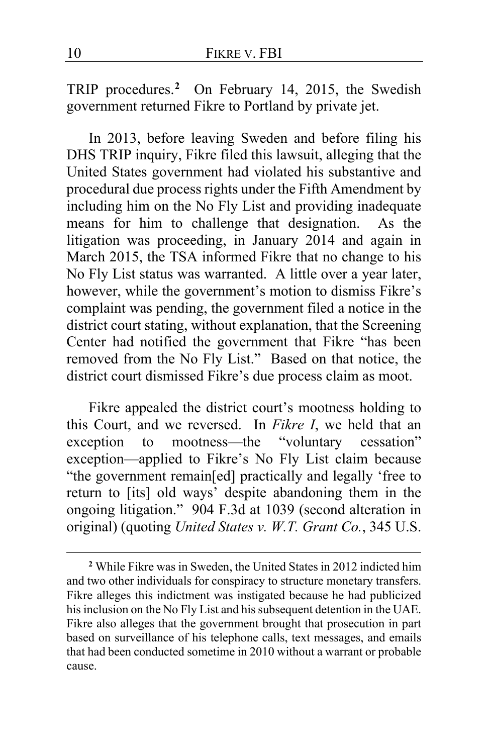TRIP procedures.[2] On February 14, 2015, the Swedish government returned Fikre to Portland by private jet.

In 2013, before leaving Sweden and before filing his DHS TRIP inquiry, Fikre filed this lawsuit, alleging that the United States government had violated his substantive and procedural due process rights under the Fifth Amendment by including him on the No Fly List and providing inadequate means for him to challenge that designation. As the litigation was proceeding, in January 2014 and again in March 2015, the TSA informed Fikre that no change to his No Fly List status was warranted. A little over a year later, however, while the government's motion to dismiss Fikre's complaint was pending, the government filed a notice in the district court stating, without explanation, that the Screening Center had notified the government that Fikre "has been removed from the No Fly List." Based on that notice, the district court dismissed Fikre's due process claim as moot.

Fikre appealed the district court's mootness holding to this Court, and we reversed. In *Fikre I*, we held that an exception to mootness—the "voluntary cessation" exception—applied to Fikre's No Fly List claim because "the government remain[ed] practically and legally 'free to return to [its] old ways' despite abandoning them in the ongoing litigation." 904 F.3d at 1039 (second alteration in original) (quoting *United States v. W.T. Grant Co.*, 345 U.S.

---

[2] While Fikre was in Sweden, the United States in 2012 indicted him and two other individuals for conspiracy to structure monetary transfers. Fikre alleges this indictment was instigated because he had publicized his inclusion on the No Fly List and his subsequent detention in the UAE. Fikre also alleges that the government brought that prosecution in part based on surveillance of his telephone calls, text messages, and emails that had been conducted sometime in 2010 without a warrant or probable cause.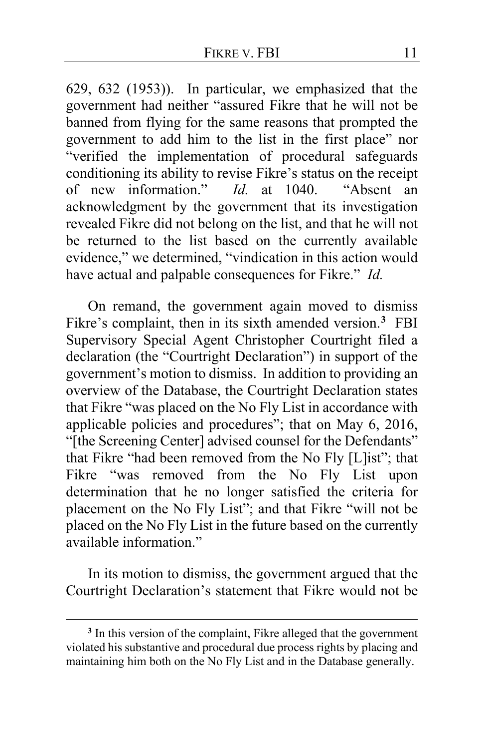629, 632 (1953)). In particular, we emphasized that the government had neither "assured Fikre that he will not be banned from flying for the same reasons that prompted the government to add him to the list in the first place" nor "verified the implementation of procedural safeguards conditioning its ability to revise Fikre's status on the receipt of new information." *Id.* at 1040. "Absent an acknowledgment by the government that its investigation revealed Fikre did not belong on the list, and that he will not be returned to the list based on the currently available evidence," we determined, "vindication in this action would have actual and palpable consequences for Fikre." *Id.*

On remand, the government again moved to dismiss Fikre's complaint, then in its sixth amended version.[3] FBI Supervisory Special Agent Christopher Courtright filed a declaration (the "Courtright Declaration") in support of the government's motion to dismiss. In addition to providing an overview of the Database, the Courtright Declaration states that Fikre "was placed on the No Fly List in accordance with applicable policies and procedures"; that on May 6, 2016, "[the Screening Center] advised counsel for the Defendants" that Fikre "had been removed from the No Fly [L]ist"; that Fikre "was removed from the No Fly List upon determination that he no longer satisfied the criteria for placement on the No Fly List"; and that Fikre "will not be placed on the No Fly List in the future based on the currently available information."

In its motion to dismiss, the government argued that the Courtright Declaration's statement that Fikre would not be

[3] In this version of the complaint, Fikre alleged that the government violated his substantive and procedural due process rights by placing and maintaining him both on the No Fly List and in the Database generally.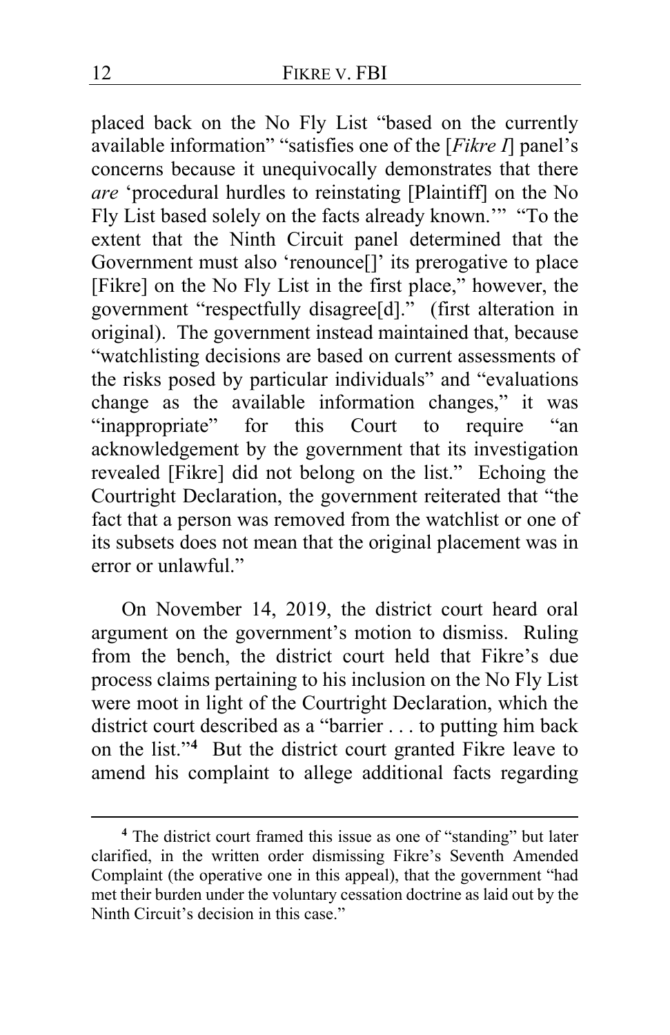placed back on the No Fly List "based on the currently available information" "satisfies one of the [*Fikre I*] panel's concerns because it unequivocally demonstrates that there *are* 'procedural hurdles to reinstating [Plaintiff] on the No Fly List based solely on the facts already known.'" "To the extent that the Ninth Circuit panel determined that the Government must also 'renounce[]' its prerogative to place [Fikre] on the No Fly List in the first place," however, the government "respectfully disagree[d]." (first alteration in original). The government instead maintained that, because "watchlisting decisions are based on current assessments of the risks posed by particular individuals" and "evaluations change as the available information changes," it was "inappropriate" for this Court to require "an acknowledgement by the government that its investigation revealed [Fikre] did not belong on the list." Echoing the Courtright Declaration, the government reiterated that "the fact that a person was removed from the watchlist or one of its subsets does not mean that the original placement was in error or unlawful."

On November 14, 2019, the district court heard oral argument on the government's motion to dismiss. Ruling from the bench, the district court held that Fikre's due process claims pertaining to his inclusion on the No Fly List were moot in light of the Courtright Declaration, which the district court described as a "barrier . . . to putting him back on the list."[4] But the district court granted Fikre leave to amend his complaint to allege additional facts regarding

[4] The district court framed this issue as one of "standing" but later clarified, in the written order dismissing Fikre's Seventh Amended Complaint (the operative one in this appeal), that the government "had met their burden under the voluntary cessation doctrine as laid out by the Ninth Circuit's decision in this case."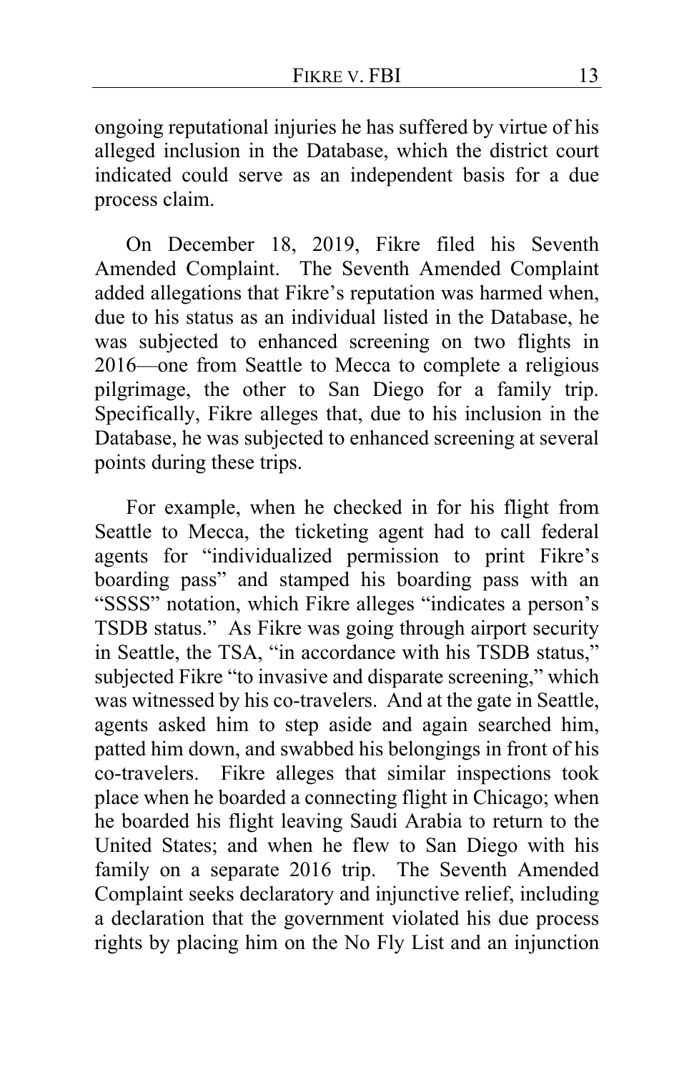ongoing reputational injuries he has suffered by virtue of his alleged inclusion in the Database, which the district court indicated could serve as an independent basis for a due process claim.

On December 18, 2019, Fikre filed his Seventh Amended Complaint. The Seventh Amended Complaint added allegations that Fikre's reputation was harmed when, due to his status as an individual listed in the Database, he was subjected to enhanced screening on two flights in 2016—one from Seattle to Mecca to complete a religious pilgrimage, the other to San Diego for a family trip. Specifically, Fikre alleges that, due to his inclusion in the Database, he was subjected to enhanced screening at several points during these trips.

For example, when he checked in for his flight from Seattle to Mecca, the ticketing agent had to call federal agents for "individualized permission to print Fikre's boarding pass" and stamped his boarding pass with an "SSSS" notation, which Fikre alleges "indicates a person's TSDB status." As Fikre was going through airport security in Seattle, the TSA, "in accordance with his TSDB status," subjected Fikre "to invasive and disparate screening," which was witnessed by his co-travelers. And at the gate in Seattle, agents asked him to step aside and again searched him, patted him down, and swabbed his belongings in front of his co-travelers. Fikre alleges that similar inspections took place when he boarded a connecting flight in Chicago; when he boarded his flight leaving Saudi Arabia to return to the United States; and when he flew to San Diego with his family on a separate 2016 trip. The Seventh Amended Complaint seeks declaratory and injunctive relief, including a declaration that the government violated his due process rights by placing him on the No Fly List and an injunction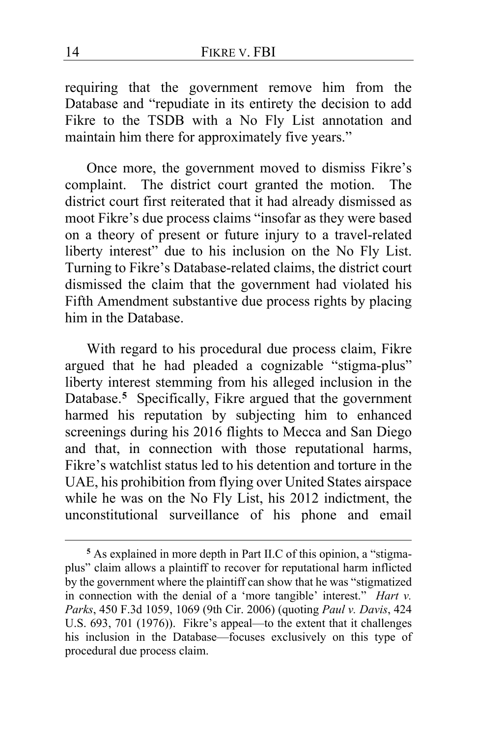requiring that the government remove him from the Database and "repudiate in its entirety the decision to add Fikre to the TSDB with a No Fly List annotation and maintain him there for approximately five years."

Once more, the government moved to dismiss Fikre's complaint. The district court granted the motion. The district court first reiterated that it had already dismissed as moot Fikre's due process claims "insofar as they were based on a theory of present or future injury to a travel-related liberty interest" due to his inclusion on the No Fly List. Turning to Fikre's Database-related claims, the district court dismissed the claim that the government had violated his Fifth Amendment substantive due process rights by placing him in the Database.

With regard to his procedural due process claim, Fikre argued that he had pleaded a cognizable "stigma-plus" liberty interest stemming from his alleged inclusion in the Database.[5] Specifically, Fikre argued that the government harmed his reputation by subjecting him to enhanced screenings during his 2016 flights to Mecca and San Diego and that, in connection with those reputational harms, Fikre's watchlist status led to his detention and torture in the UAE, his prohibition from flying over United States airspace while he was on the No Fly List, his 2012 indictment, the unconstitutional surveillance of his phone and email

---

[5] As explained in more depth in Part II.C of this opinion, a "stigma-plus" claim allows a plaintiff to recover for reputational harm inflicted by the government where the plaintiff can show that he was "stigmatized in connection with the denial of a 'more tangible' interest." *Hart v. Parks*, 450 F.3d 1059, 1069 (9th Cir. 2006) (quoting *Paul v. Davis*, 424 U.S. 693, 701 (1976)). Fikre's appeal—to the extent that it challenges his inclusion in the Database—focuses exclusively on this type of procedural due process claim.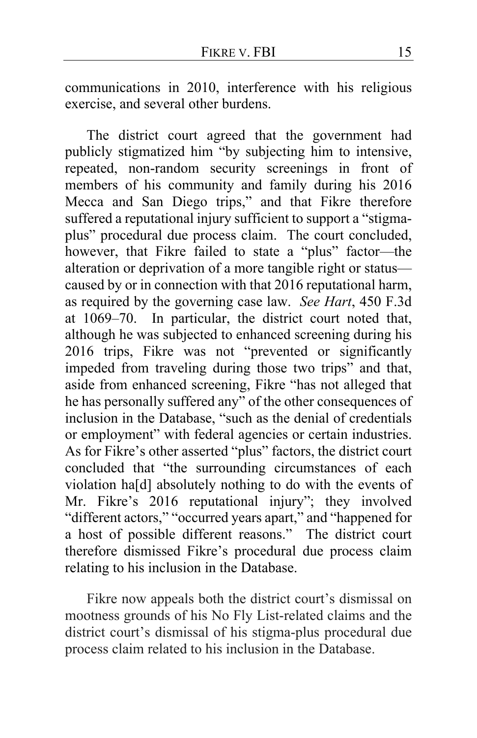communications in 2010, interference with his religious exercise, and several other burdens.

The district court agreed that the government had publicly stigmatized him "by subjecting him to intensive, repeated, non-random security screenings in front of members of his community and family during his 2016 Mecca and San Diego trips," and that Fikre therefore suffered a reputational injury sufficient to support a "stigma-plus" procedural due process claim. The court concluded, however, that Fikre failed to state a "plus" factor—the alteration or deprivation of a more tangible right or status—caused by or in connection with that 2016 reputational harm, as required by the governing case law. *See Hart*, 450 F.3d at 1069–70. In particular, the district court noted that, although he was subjected to enhanced screening during his 2016 trips, Fikre was not "prevented or significantly impeded from traveling during those two trips" and that, aside from enhanced screening, Fikre "has not alleged that he has personally suffered any" of the other consequences of inclusion in the Database, "such as the denial of credentials or employment" with federal agencies or certain industries. As for Fikre's other asserted "plus" factors, the district court concluded that "the surrounding circumstances of each violation ha[d] absolutely nothing to do with the events of Mr. Fikre's 2016 reputational injury"; they involved "different actors," "occurred years apart," and "happened for a host of possible different reasons." The district court therefore dismissed Fikre's procedural due process claim relating to his inclusion in the Database.

Fikre now appeals both the district court's dismissal on mootness grounds of his No Fly List-related claims and the district court's dismissal of his stigma-plus procedural due process claim related to his inclusion in the Database.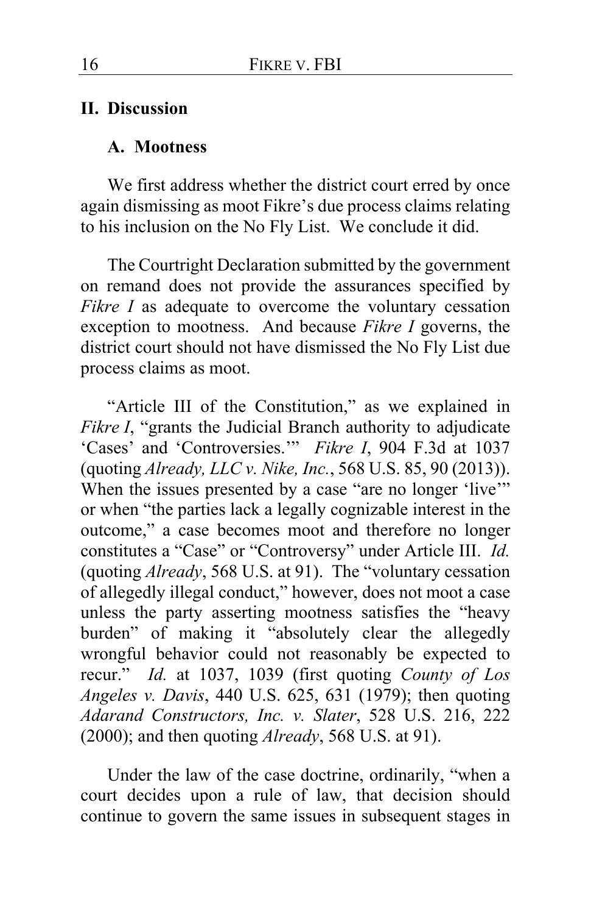## II. Discussion

### A. Mootness

We first address whether the district court erred by once again dismissing as moot Fikre's due process claims relating to his inclusion on the No Fly List. We conclude it did.

The Courtright Declaration submitted by the government on remand does not provide the assurances specified by *Fikre I* as adequate to overcome the voluntary cessation exception to mootness. And because *Fikre I* governs, the district court should not have dismissed the No Fly List due process claims as moot.

"Article III of the Constitution," as we explained in *Fikre I*, "grants the Judicial Branch authority to adjudicate 'Cases' and 'Controversies.'" *Fikre I*, 904 F.3d at 1037 (quoting *Already, LLC v. Nike, Inc.*, 568 U.S. 85, 90 (2013)). When the issues presented by a case "are no longer 'live'" or when "the parties lack a legally cognizable interest in the outcome," a case becomes moot and therefore no longer constitutes a "Case" or "Controversy" under Article III. *Id.* (quoting *Already*, 568 U.S. at 91). The "voluntary cessation of allegedly illegal conduct," however, does not moot a case unless the party asserting mootness satisfies the "heavy burden" of making it "absolutely clear the allegedly wrongful behavior could not reasonably be expected to recur." *Id.* at 1037, 1039 (first quoting *County of Los Angeles v. Davis*, 440 U.S. 625, 631 (1979); then quoting *Adarand Constructors, Inc. v. Slater*, 528 U.S. 216, 222 (2000); and then quoting *Already*, 568 U.S. at 91).

Under the law of the case doctrine, ordinarily, "when a court decides upon a rule of law, that decision should continue to govern the same issues in subsequent stages in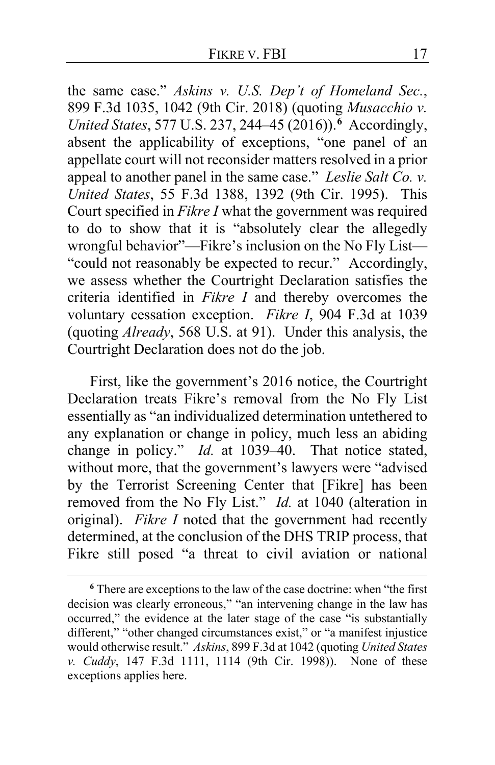the same case." *Askins v. U.S. Dep't of Homeland Sec.*, 899 F.3d 1035, 1042 (9th Cir. 2018) (quoting *Musacchio v. United States*, 577 U.S. 237, 244–45 (2016)).[6] Accordingly, absent the applicability of exceptions, "one panel of an appellate court will not reconsider matters resolved in a prior appeal to another panel in the same case." *Leslie Salt Co. v. United States*, 55 F.3d 1388, 1392 (9th Cir. 1995). This Court specified in *Fikre I* what the government was required to do to show that it is "absolutely clear the allegedly wrongful behavior"—Fikre's inclusion on the No Fly List—"could not reasonably be expected to recur." Accordingly, we assess whether the Courtright Declaration satisfies the criteria identified in *Fikre I* and thereby overcomes the voluntary cessation exception. *Fikre I*, 904 F.3d at 1039 (quoting *Already*, 568 U.S. at 91). Under this analysis, the Courtright Declaration does not do the job.

First, like the government's 2016 notice, the Courtright Declaration treats Fikre's removal from the No Fly List essentially as "an individualized determination untethered to any explanation or change in policy, much less an abiding change in policy." *Id.* at 1039–40. That notice stated, without more, that the government's lawyers were "advised by the Terrorist Screening Center that [Fikre] has been removed from the No Fly List." *Id.* at 1040 (alteration in original). *Fikre I* noted that the government had recently determined, at the conclusion of the DHS TRIP process, that Fikre still posed "a threat to civil aviation or national

[6] There are exceptions to the law of the case doctrine: when "the first decision was clearly erroneous," "an intervening change in the law has occurred," the evidence at the later stage of the case "is substantially different," "other changed circumstances exist," or "a manifest injustice would otherwise result." *Askins*, 899 F.3d at 1042 (quoting *United States v. Cuddy*, 147 F.3d 1111, 1114 (9th Cir. 1998)). None of these exceptions applies here.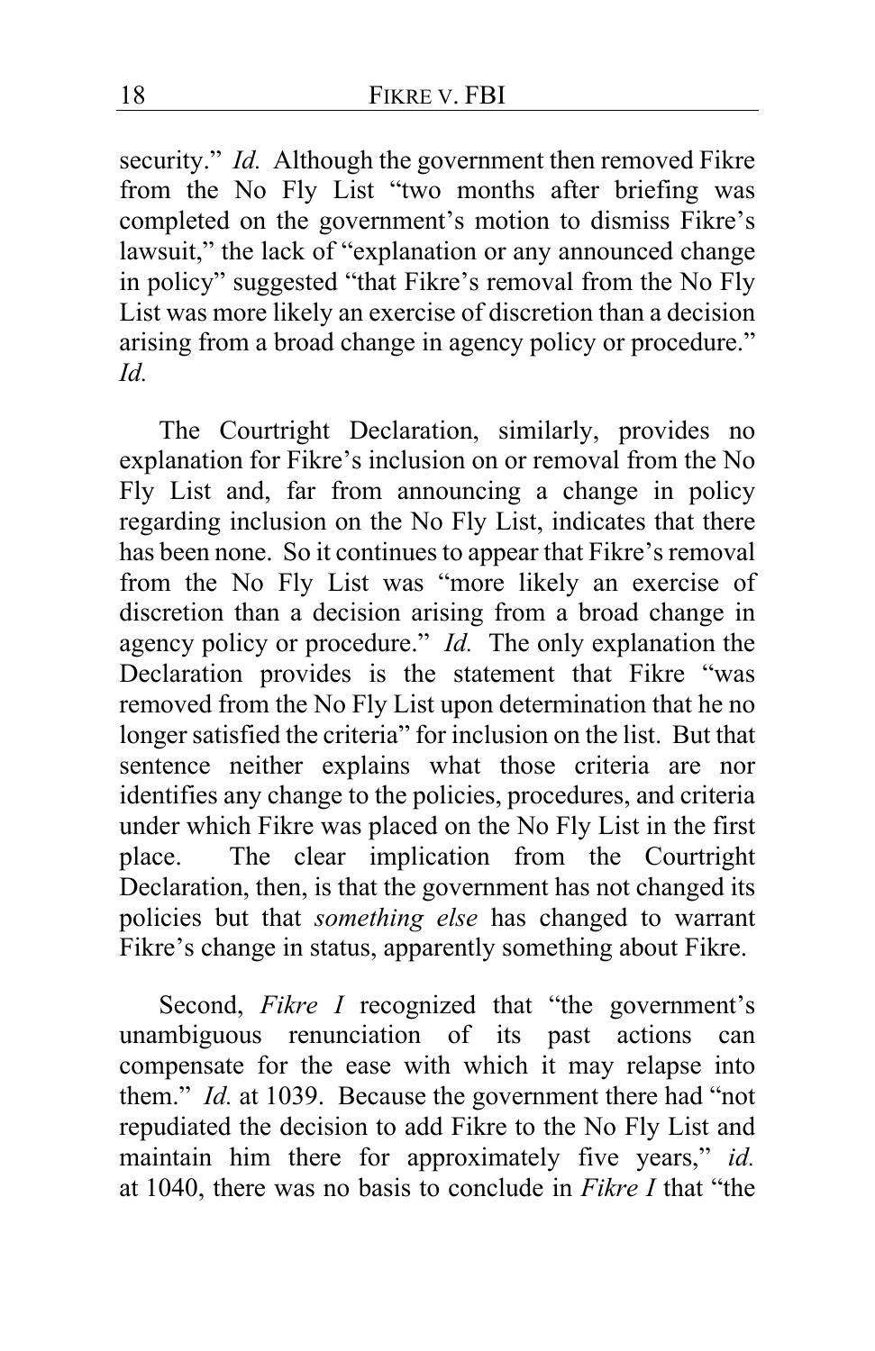security." *Id.* Although the government then removed Fikre from the No Fly List "two months after briefing was completed on the government's motion to dismiss Fikre's lawsuit," the lack of "explanation or any announced change in policy" suggested "that Fikre's removal from the No Fly List was more likely an exercise of discretion than a decision arising from a broad change in agency policy or procedure." *Id.*

The Courtright Declaration, similarly, provides no explanation for Fikre's inclusion on or removal from the No Fly List and, far from announcing a change in policy regarding inclusion on the No Fly List, indicates that there has been none. So it continues to appear that Fikre's removal from the No Fly List was "more likely an exercise of discretion than a decision arising from a broad change in agency policy or procedure." *Id.* The only explanation the Declaration provides is the statement that Fikre "was removed from the No Fly List upon determination that he no longer satisfied the criteria" for inclusion on the list. But that sentence neither explains what those criteria are nor identifies any change to the policies, procedures, and criteria under which Fikre was placed on the No Fly List in the first place. The clear implication from the Courtright Declaration, then, is that the government has not changed its policies but that *something else* has changed to warrant Fikre's change in status, apparently something about Fikre.

Second, *Fikre I* recognized that "the government's unambiguous renunciation of its past actions can compensate for the ease with which it may relapse into them." *Id.* at 1039. Because the government there had "not repudiated the decision to add Fikre to the No Fly List and maintain him there for approximately five years," *id.* at 1040, there was no basis to conclude in *Fikre I* that "the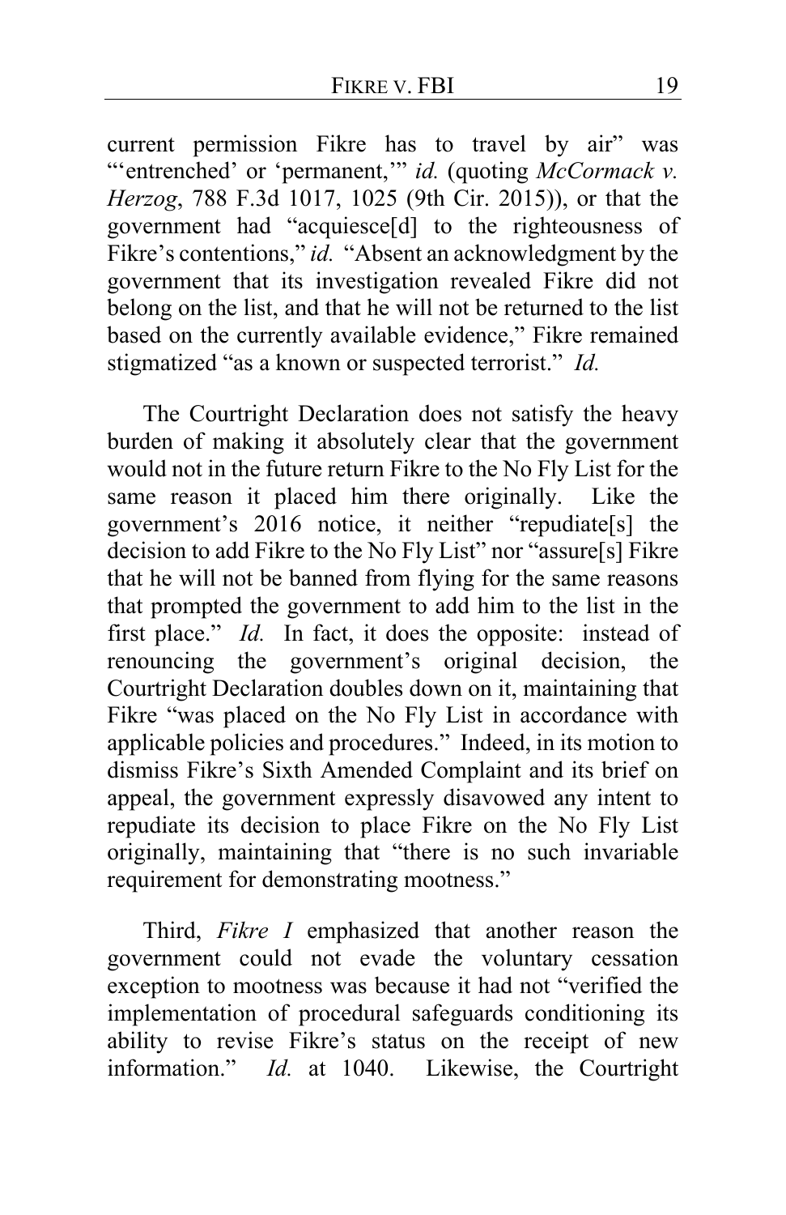current permission Fikre has to travel by air" was "'entrenched' or 'permanent,'" *id.* (quoting *McCormack v. Herzog*, 788 F.3d 1017, 1025 (9th Cir. 2015)), or that the government had "acquiesce[d] to the righteousness of Fikre's contentions," *id.* "Absent an acknowledgment by the government that its investigation revealed Fikre did not belong on the list, and that he will not be returned to the list based on the currently available evidence," Fikre remained stigmatized "as a known or suspected terrorist." *Id.*

The Courtright Declaration does not satisfy the heavy burden of making it absolutely clear that the government would not in the future return Fikre to the No Fly List for the same reason it placed him there originally. Like the government's 2016 notice, it neither "repudiate[s] the decision to add Fikre to the No Fly List" nor "assure[s] Fikre that he will not be banned from flying for the same reasons that prompted the government to add him to the list in the first place." *Id.* In fact, it does the opposite: instead of renouncing the government's original decision, the Courtright Declaration doubles down on it, maintaining that Fikre "was placed on the No Fly List in accordance with applicable policies and procedures." Indeed, in its motion to dismiss Fikre's Sixth Amended Complaint and its brief on appeal, the government expressly disavowed any intent to repudiate its decision to place Fikre on the No Fly List originally, maintaining that "there is no such invariable requirement for demonstrating mootness."

Third, *Fikre I* emphasized that another reason the government could not evade the voluntary cessation exception to mootness was because it had not "verified the implementation of procedural safeguards conditioning its ability to revise Fikre's status on the receipt of new information." *Id.* at 1040. Likewise, the Courtright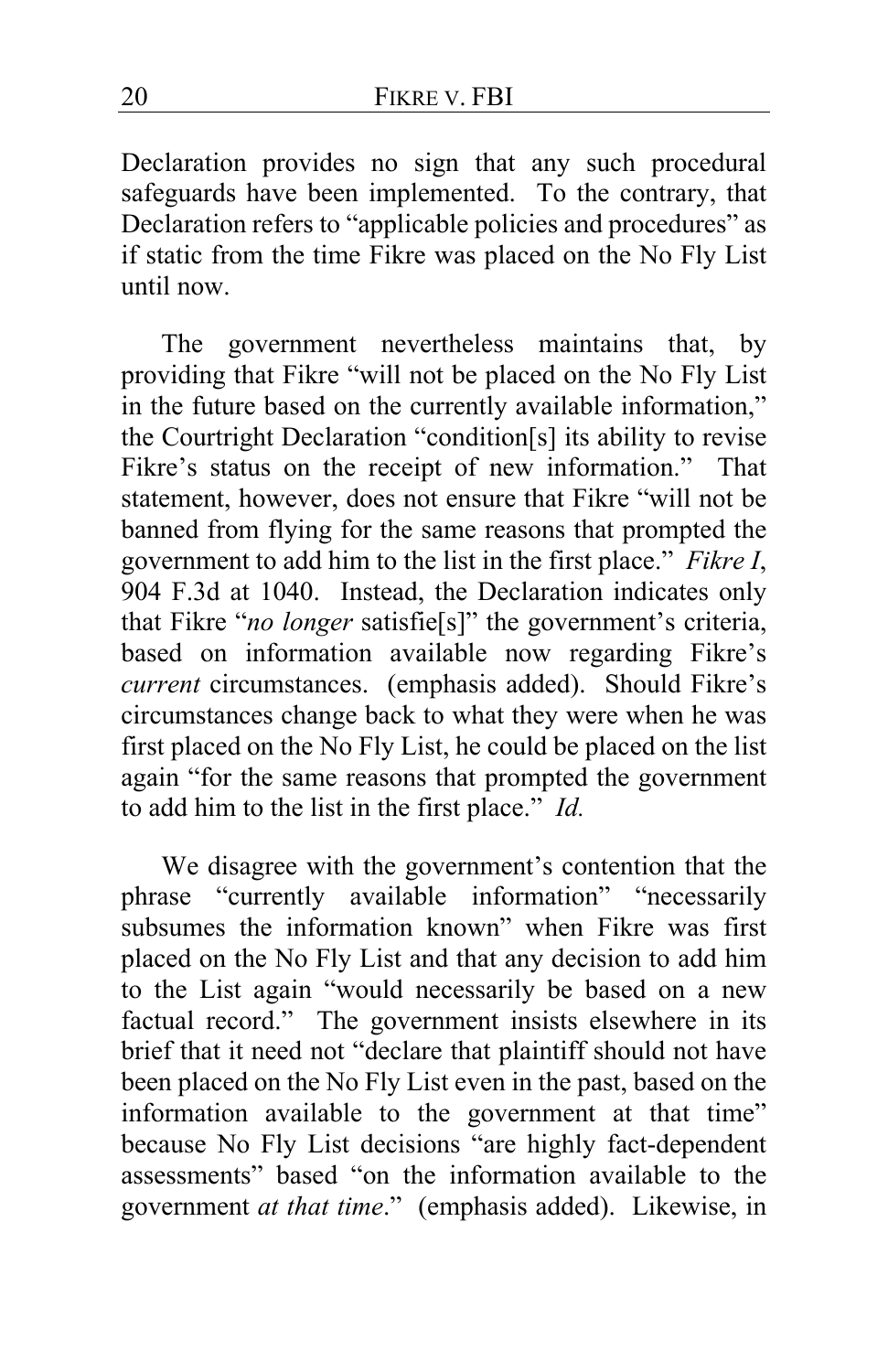Declaration provides no sign that any such procedural safeguards have been implemented. To the contrary, that Declaration refers to "applicable policies and procedures" as if static from the time Fikre was placed on the No Fly List until now.

The government nevertheless maintains that, by providing that Fikre "will not be placed on the No Fly List in the future based on the currently available information," the Courtright Declaration "condition[s] its ability to revise Fikre's status on the receipt of new information." That statement, however, does not ensure that Fikre "will not be banned from flying for the same reasons that prompted the government to add him to the list in the first place." *Fikre I*, 904 F.3d at 1040. Instead, the Declaration indicates only that Fikre "*no longer* satisfie[s]" the government's criteria, based on information available now regarding Fikre's *current* circumstances. (emphasis added). Should Fikre's circumstances change back to what they were when he was first placed on the No Fly List, he could be placed on the list again "for the same reasons that prompted the government to add him to the list in the first place." *Id.*

We disagree with the government's contention that the phrase "currently available information" "necessarily subsumes the information known" when Fikre was first placed on the No Fly List and that any decision to add him to the List again "would necessarily be based on a new factual record." The government insists elsewhere in its brief that it need not "declare that plaintiff should not have been placed on the No Fly List even in the past, based on the information available to the government at that time" because No Fly List decisions "are highly fact-dependent assessments" based "on the information available to the government *at that time*." (emphasis added). Likewise, in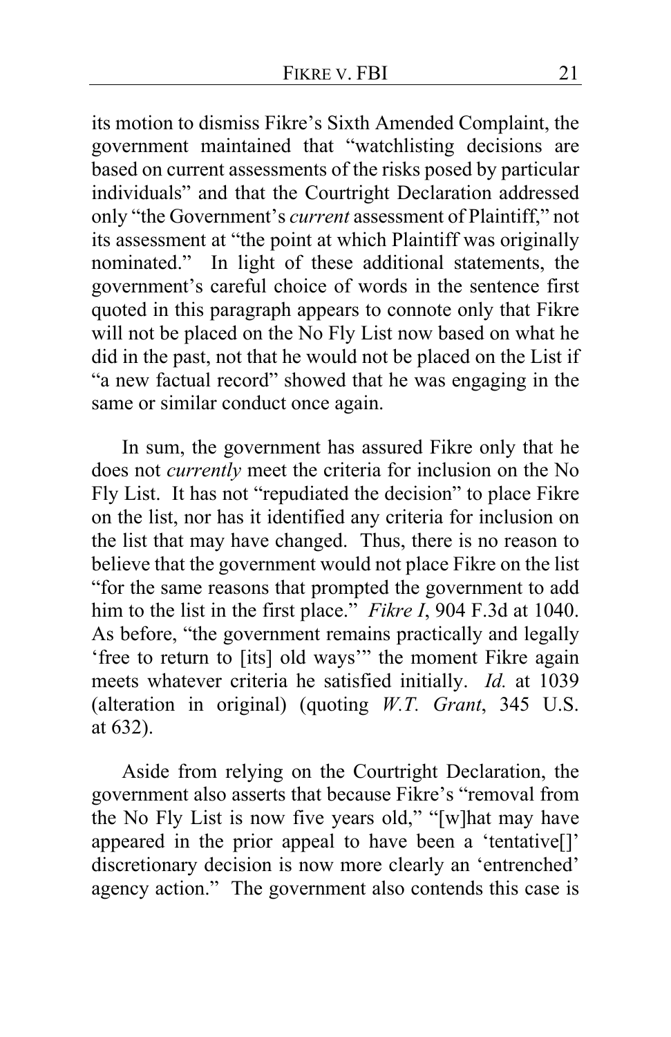its motion to dismiss Fikre's Sixth Amended Complaint, the government maintained that "watchlisting decisions are based on current assessments of the risks posed by particular individuals" and that the Courtright Declaration addressed only "the Government's *current* assessment of Plaintiff," not its assessment at "the point at which Plaintiff was originally nominated." In light of these additional statements, the government's careful choice of words in the sentence first quoted in this paragraph appears to connote only that Fikre will not be placed on the No Fly List now based on what he did in the past, not that he would not be placed on the List if "a new factual record" showed that he was engaging in the same or similar conduct once again.

In sum, the government has assured Fikre only that he does not *currently* meet the criteria for inclusion on the No Fly List. It has not "repudiated the decision" to place Fikre on the list, nor has it identified any criteria for inclusion on the list that may have changed. Thus, there is no reason to believe that the government would not place Fikre on the list "for the same reasons that prompted the government to add him to the list in the first place." *Fikre I*, 904 F.3d at 1040. As before, "the government remains practically and legally 'free to return to [its] old ways'" the moment Fikre again meets whatever criteria he satisfied initially. *Id.* at 1039 (alteration in original) (quoting *W.T. Grant*, 345 U.S. at 632).

Aside from relying on the Courtright Declaration, the government also asserts that because Fikre's "removal from the No Fly List is now five years old," "[w]hat may have appeared in the prior appeal to have been a 'tentative[]' discretionary decision is now more clearly an 'entrenched' agency action." The government also contends this case is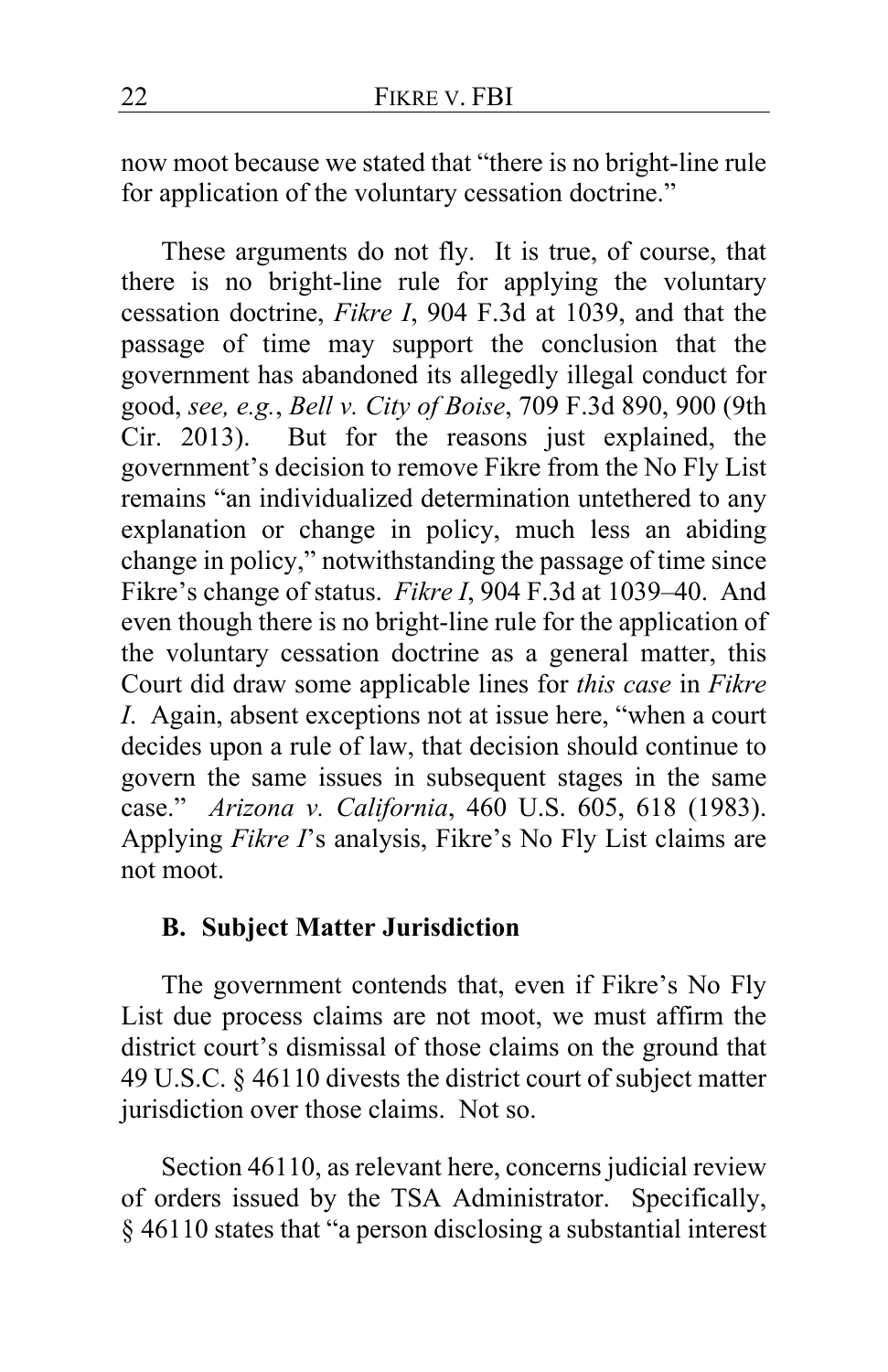now moot because we stated that "there is no bright-line rule for application of the voluntary cessation doctrine."

These arguments do not fly. It is true, of course, that there is no bright-line rule for applying the voluntary cessation doctrine, *Fikre I*, 904 F.3d at 1039, and that the passage of time may support the conclusion that the government has abandoned its allegedly illegal conduct for good, *see, e.g.*, *Bell v. City of Boise*, 709 F.3d 890, 900 (9th Cir. 2013). But for the reasons just explained, the government's decision to remove Fikre from the No Fly List remains "an individualized determination untethered to any explanation or change in policy, much less an abiding change in policy," notwithstanding the passage of time since Fikre's change of status. *Fikre I*, 904 F.3d at 1039–40. And even though there is no bright-line rule for the application of the voluntary cessation doctrine as a general matter, this Court did draw some applicable lines for *this case* in *Fikre I*. Again, absent exceptions not at issue here, "when a court decides upon a rule of law, that decision should continue to govern the same issues in subsequent stages in the same case." *Arizona v. California*, 460 U.S. 605, 618 (1983). Applying *Fikre I*'s analysis, Fikre's No Fly List claims are not moot.

### B. Subject Matter Jurisdiction

The government contends that, even if Fikre's No Fly List due process claims are not moot, we must affirm the district court's dismissal of those claims on the ground that 49 U.S.C. § 46110 divests the district court of subject matter jurisdiction over those claims. Not so.

Section 46110, as relevant here, concerns judicial review of orders issued by the TSA Administrator. Specifically, § 46110 states that "a person disclosing a substantial interest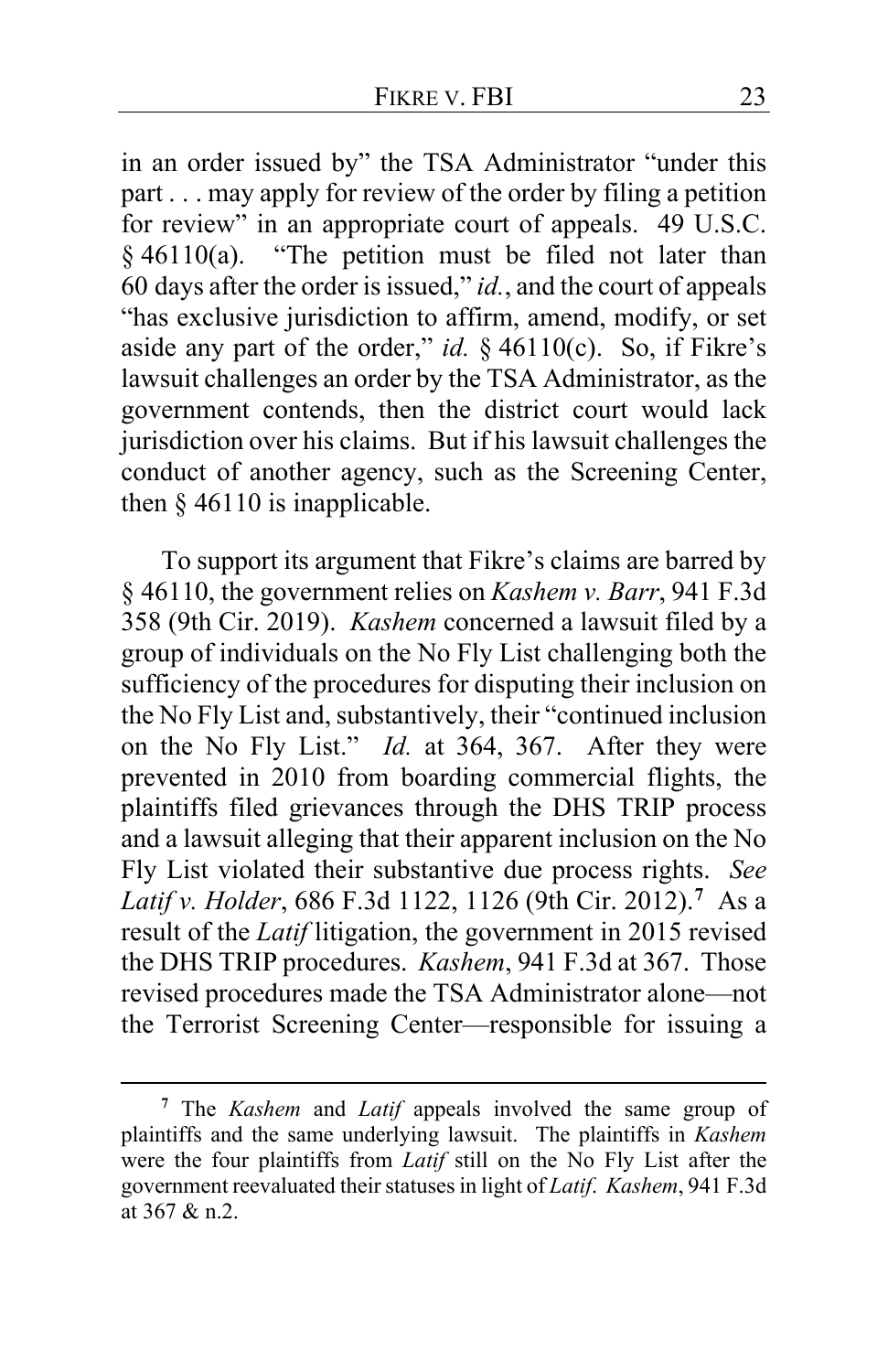in an order issued by" the TSA Administrator "under this part . . . may apply for review of the order by filing a petition for review" in an appropriate court of appeals. 49 U.S.C. § 46110(a). "The petition must be filed not later than 60 days after the order is issued," *id.*, and the court of appeals "has exclusive jurisdiction to affirm, amend, modify, or set aside any part of the order," *id.* § 46110(c). So, if Fikre's lawsuit challenges an order by the TSA Administrator, as the government contends, then the district court would lack jurisdiction over his claims. But if his lawsuit challenges the conduct of another agency, such as the Screening Center, then § 46110 is inapplicable.

To support its argument that Fikre's claims are barred by § 46110, the government relies on *Kashem v. Barr*, 941 F.3d 358 (9th Cir. 2019). *Kashem* concerned a lawsuit filed by a group of individuals on the No Fly List challenging both the sufficiency of the procedures for disputing their inclusion on the No Fly List and, substantively, their "continued inclusion on the No Fly List." *Id.* at 364, 367. After they were prevented in 2010 from boarding commercial flights, the plaintiffs filed grievances through the DHS TRIP process and a lawsuit alleging that their apparent inclusion on the No Fly List violated their substantive due process rights. *See Latif v. Holder*, 686 F.3d 1122, 1126 (9th Cir. 2012).[7] As a result of the *Latif* litigation, the government in 2015 revised the DHS TRIP procedures. *Kashem*, 941 F.3d at 367. Those revised procedures made the TSA Administrator alone—not the Terrorist Screening Center—responsible for issuing a

[7] The *Kashem* and *Latif* appeals involved the same group of plaintiffs and the same underlying lawsuit. The plaintiffs in *Kashem* were the four plaintiffs from *Latif* still on the No Fly List after the government reevaluated their statuses in light of *Latif*. *Kashem*, 941 F.3d at 367 & n.2.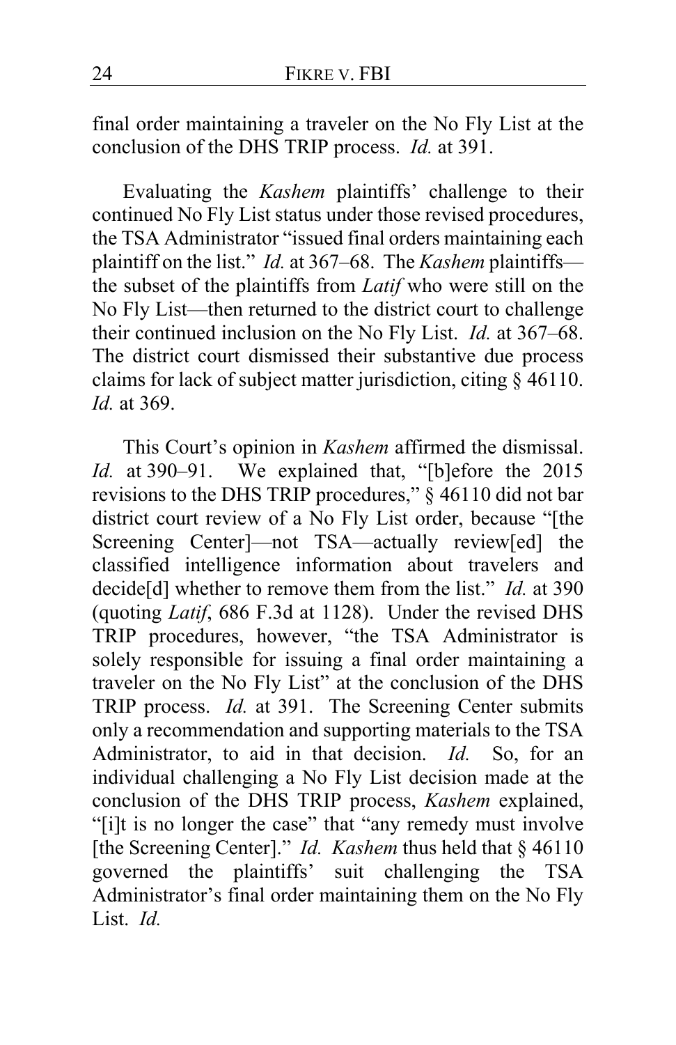final order maintaining a traveler on the No Fly List at the conclusion of the DHS TRIP process. *Id.* at 391.

Evaluating the *Kashem* plaintiffs' challenge to their continued No Fly List status under those revised procedures, the TSA Administrator "issued final orders maintaining each plaintiff on the list." *Id.* at 367–68. The *Kashem* plaintiffs—the subset of the plaintiffs from *Latif* who were still on the No Fly List—then returned to the district court to challenge their continued inclusion on the No Fly List. *Id.* at 367–68. The district court dismissed their substantive due process claims for lack of subject matter jurisdiction, citing § 46110. *Id.* at 369.

This Court's opinion in *Kashem* affirmed the dismissal. *Id.* at 390–91. We explained that, "[b]efore the 2015 revisions to the DHS TRIP procedures," § 46110 did not bar district court review of a No Fly List order, because "[the Screening Center]—not TSA—actually review[ed] the classified intelligence information about travelers and decide[d] whether to remove them from the list." *Id.* at 390 (quoting *Latif*, 686 F.3d at 1128). Under the revised DHS TRIP procedures, however, "the TSA Administrator is solely responsible for issuing a final order maintaining a traveler on the No Fly List" at the conclusion of the DHS TRIP process. *Id.* at 391. The Screening Center submits only a recommendation and supporting materials to the TSA Administrator, to aid in that decision. *Id.* So, for an individual challenging a No Fly List decision made at the conclusion of the DHS TRIP process, *Kashem* explained, "[i]t is no longer the case" that "any remedy must involve [the Screening Center]." *Id. Kashem* thus held that § 46110 governed the plaintiffs' suit challenging the TSA Administrator's final order maintaining them on the No Fly List. *Id.*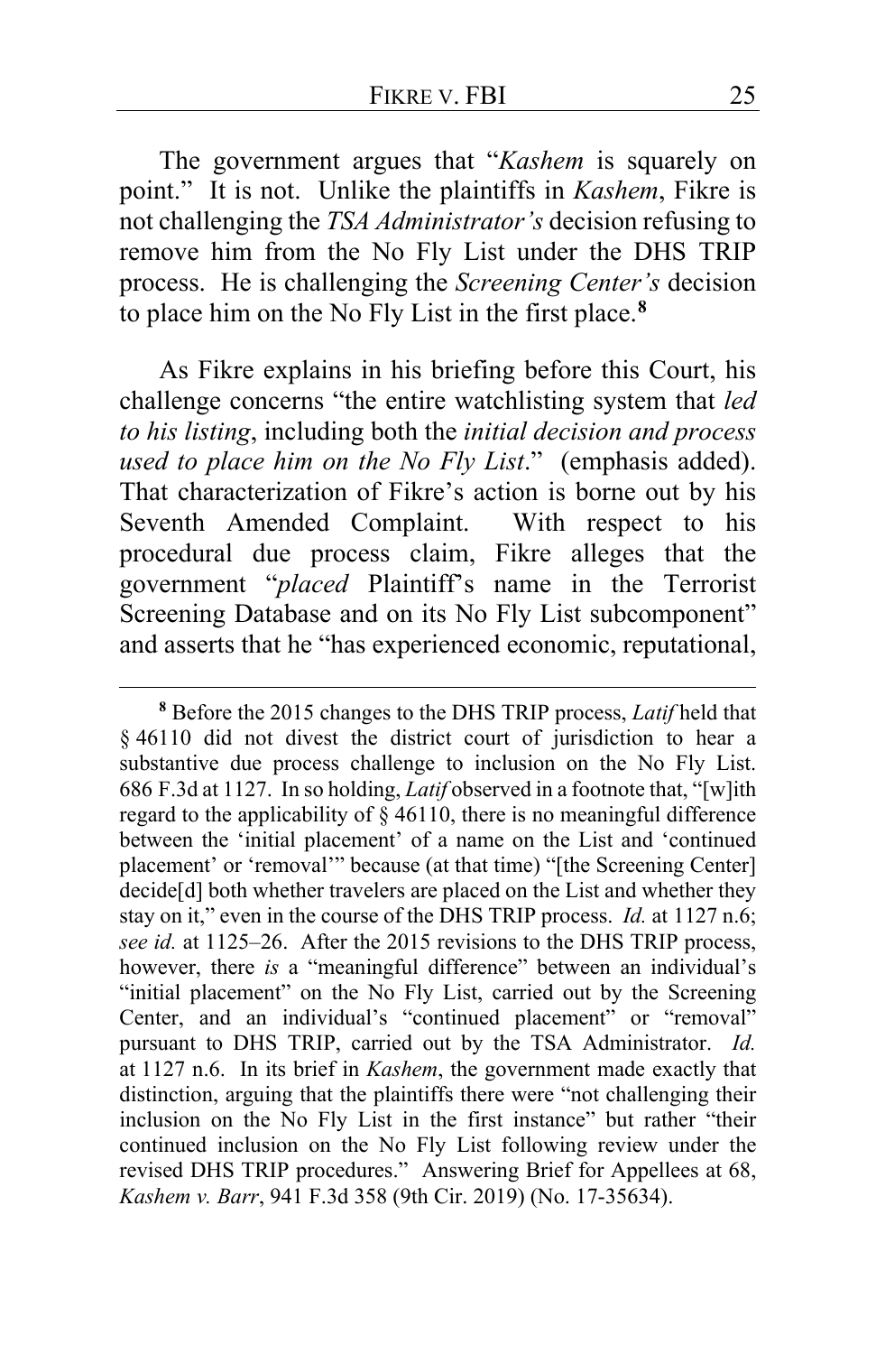The government argues that "*Kashem* is squarely on point." It is not. Unlike the plaintiffs in *Kashem*, Fikre is not challenging the *TSA Administrator's* decision refusing to remove him from the No Fly List under the DHS TRIP process. He is challenging the *Screening Center's* decision to place him on the No Fly List in the first place.[8]

As Fikre explains in his briefing before this Court, his challenge concerns "the entire watchlisting system that *led to his listing*, including both the *initial decision and process used to place him on the No Fly List*." (emphasis added). That characterization of Fikre's action is borne out by his Seventh Amended Complaint. With respect to his procedural due process claim, Fikre alleges that the government "*placed* Plaintiff's name in the Terrorist Screening Database and on its No Fly List subcomponent" and asserts that he "has experienced economic, reputational,

---

[8] Before the 2015 changes to the DHS TRIP process, *Latif* held that § 46110 did not divest the district court of jurisdiction to hear a substantive due process challenge to inclusion on the No Fly List. 686 F.3d at 1127. In so holding, *Latif* observed in a footnote that, "[w]ith regard to the applicability of § 46110, there is no meaningful difference between the 'initial placement' of a name on the List and 'continued placement' or 'removal'" because (at that time) "[the Screening Center] decide[d] both whether travelers are placed on the List and whether they stay on it," even in the course of the DHS TRIP process. *Id.* at 1127 n.6; *see id.* at 1125–26. After the 2015 revisions to the DHS TRIP process, however, there *is* a "meaningful difference" between an individual's "initial placement" on the No Fly List, carried out by the Screening Center, and an individual's "continued placement" or "removal" pursuant to DHS TRIP, carried out by the TSA Administrator. *Id.* at 1127 n.6. In its brief in *Kashem*, the government made exactly that distinction, arguing that the plaintiffs there were "not challenging their inclusion on the No Fly List in the first instance" but rather "their continued inclusion on the No Fly List following review under the revised DHS TRIP procedures." Answering Brief for Appellees at 68, *Kashem v. Barr*, 941 F.3d 358 (9th Cir. 2019) (No. 17-35634).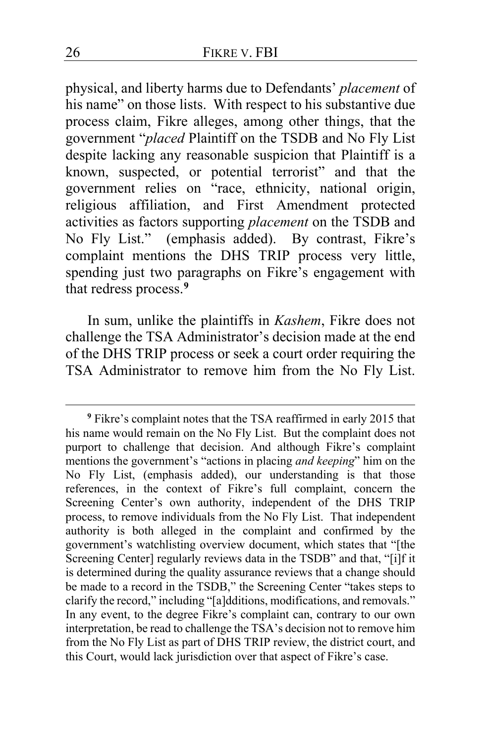physical, and liberty harms due to Defendants' *placement* of his name" on those lists. With respect to his substantive due process claim, Fikre alleges, among other things, that the government "*placed* Plaintiff on the TSDB and No Fly List despite lacking any reasonable suspicion that Plaintiff is a known, suspected, or potential terrorist" and that the government relies on "race, ethnicity, national origin, religious affiliation, and First Amendment protected activities as factors supporting *placement* on the TSDB and No Fly List." (emphasis added). By contrast, Fikre's complaint mentions the DHS TRIP process very little, spending just two paragraphs on Fikre's engagement with that redress process.[9]

In sum, unlike the plaintiffs in *Kashem*, Fikre does not challenge the TSA Administrator's decision made at the end of the DHS TRIP process or seek a court order requiring the TSA Administrator to remove him from the No Fly List.

---

[9] Fikre's complaint notes that the TSA reaffirmed in early 2015 that his name would remain on the No Fly List. But the complaint does not purport to challenge that decision. And although Fikre's complaint mentions the government's "actions in placing *and keeping*" him on the No Fly List, (emphasis added), our understanding is that those references, in the context of Fikre's full complaint, concern the Screening Center's own authority, independent of the DHS TRIP process, to remove individuals from the No Fly List. That independent authority is both alleged in the complaint and confirmed by the government's watchlisting overview document, which states that "[the Screening Center] regularly reviews data in the TSDB" and that, "[i]f it is determined during the quality assurance reviews that a change should be made to a record in the TSDB," the Screening Center "takes steps to clarify the record," including "[a]dditions, modifications, and removals." In any event, to the degree Fikre's complaint can, contrary to our own interpretation, be read to challenge the TSA's decision not to remove him from the No Fly List as part of DHS TRIP review, the district court, and this Court, would lack jurisdiction over that aspect of Fikre's case.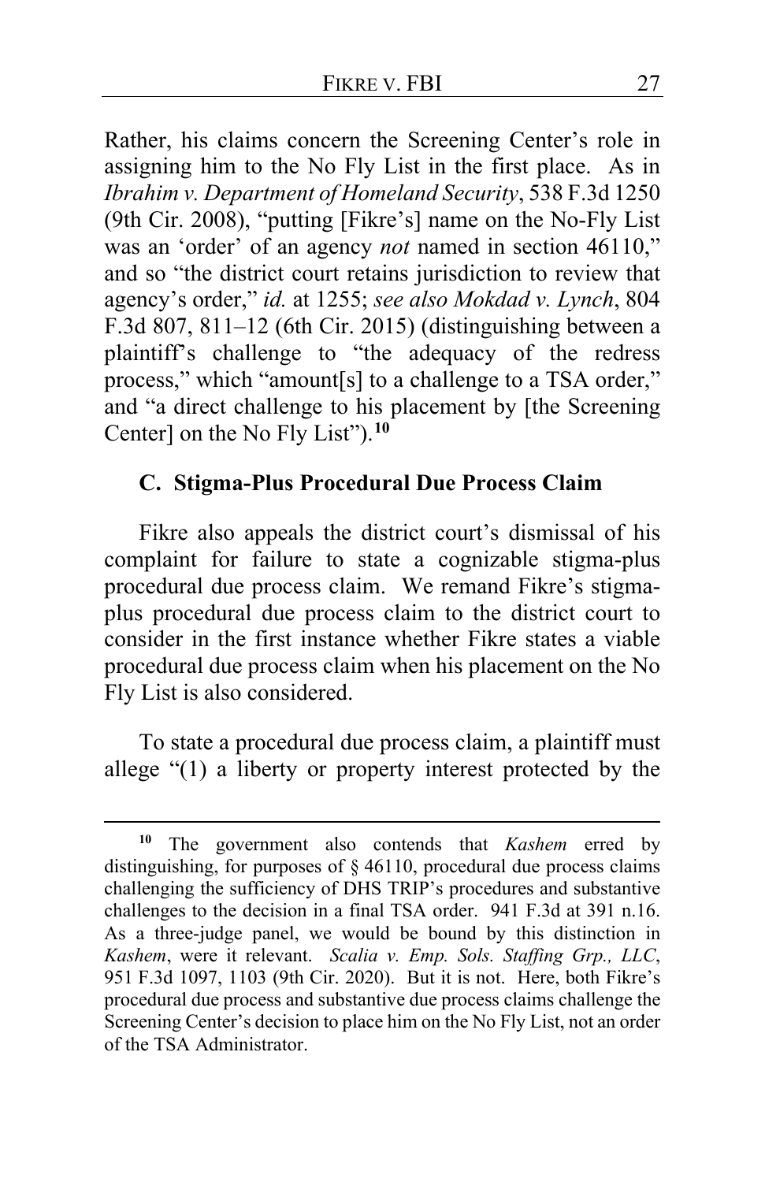Rather, his claims concern the Screening Center's role in assigning him to the No Fly List in the first place. As in *Ibrahim v. Department of Homeland Security*, 538 F.3d 1250 (9th Cir. 2008), "putting [Fikre's] name on the No-Fly List was an 'order' of an agency *not* named in section 46110," and so "the district court retains jurisdiction to review that agency's order," *id.* at 1255; *see also Mokdad v. Lynch*, 804 F.3d 807, 811–12 (6th Cir. 2015) (distinguishing between a plaintiff's challenge to "the adequacy of the redress process," which "amount[s] to a challenge to a TSA order," and "a direct challenge to his placement by [the Screening Center] on the No Fly List").[10]

### C. Stigma-Plus Procedural Due Process Claim

Fikre also appeals the district court's dismissal of his complaint for failure to state a cognizable stigma-plus procedural due process claim. We remand Fikre's stigma-plus procedural due process claim to the district court to consider in the first instance whether Fikre states a viable procedural due process claim when his placement on the No Fly List is also considered.

To state a procedural due process claim, a plaintiff must allege "(1) a liberty or property interest protected by the

---

[10] The government also contends that *Kashem* erred by distinguishing, for purposes of § 46110, procedural due process claims challenging the sufficiency of DHS TRIP's procedures and substantive challenges to the decision in a final TSA order. 941 F.3d at 391 n.16. As a three-judge panel, we would be bound by this distinction in *Kashem*, were it relevant. *Scalia v. Emp. Sols. Staffing Grp., LLC*, 951 F.3d 1097, 1103 (9th Cir. 2020). But it is not. Here, both Fikre's procedural due process and substantive due process claims challenge the Screening Center's decision to place him on the No Fly List, not an order of the TSA Administrator.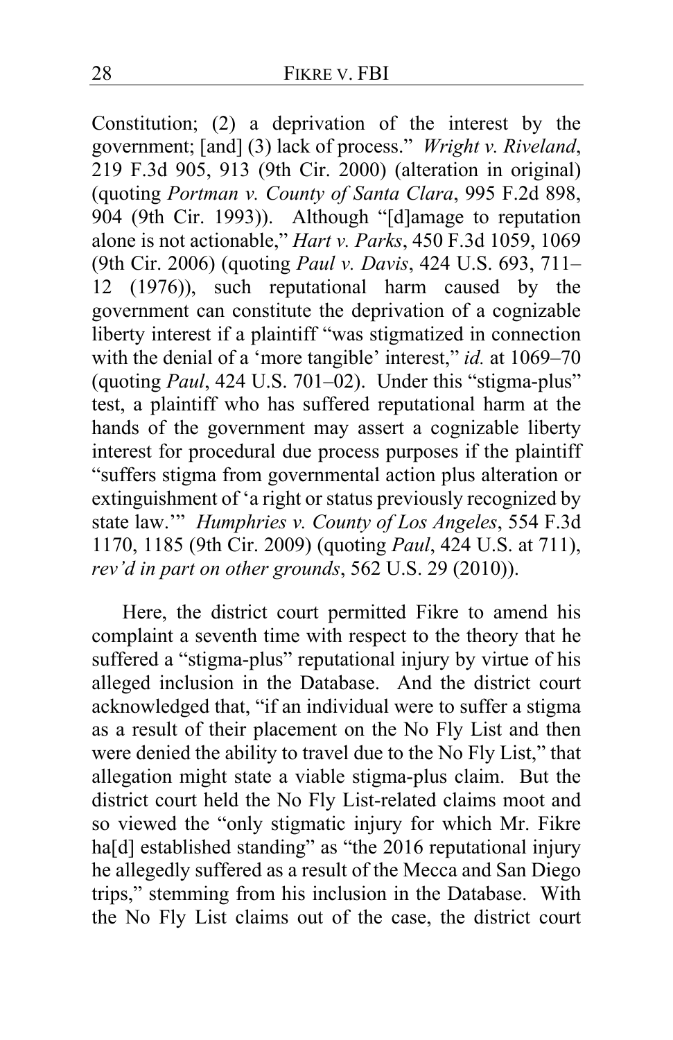Constitution; (2) a deprivation of the interest by the government; [and] (3) lack of process." *Wright v. Riveland*, 219 F.3d 905, 913 (9th Cir. 2000) (alteration in original) (quoting *Portman v. County of Santa Clara*, 995 F.2d 898, 904 (9th Cir. 1993)). Although "[d]amage to reputation alone is not actionable," *Hart v. Parks*, 450 F.3d 1059, 1069 (9th Cir. 2006) (quoting *Paul v. Davis*, 424 U.S. 693, 711–12 (1976)), such reputational harm caused by the government can constitute the deprivation of a cognizable liberty interest if a plaintiff "was stigmatized in connection with the denial of a 'more tangible' interest," *id.* at 1069–70 (quoting *Paul*, 424 U.S. 701–02). Under this "stigma-plus" test, a plaintiff who has suffered reputational harm at the hands of the government may assert a cognizable liberty interest for procedural due process purposes if the plaintiff "suffers stigma from governmental action plus alteration or extinguishment of 'a right or status previously recognized by state law.'" *Humphries v. County of Los Angeles*, 554 F.3d 1170, 1185 (9th Cir. 2009) (quoting *Paul*, 424 U.S. at 711), *rev'd in part on other grounds*, 562 U.S. 29 (2010)).

Here, the district court permitted Fikre to amend his complaint a seventh time with respect to the theory that he suffered a "stigma-plus" reputational injury by virtue of his alleged inclusion in the Database. And the district court acknowledged that, "if an individual were to suffer a stigma as a result of their placement on the No Fly List and then were denied the ability to travel due to the No Fly List," that allegation might state a viable stigma-plus claim. But the district court held the No Fly List-related claims moot and so viewed the "only stigmatic injury for which Mr. Fikre ha[d] established standing" as "the 2016 reputational injury he allegedly suffered as a result of the Mecca and San Diego trips," stemming from his inclusion in the Database. With the No Fly List claims out of the case, the district court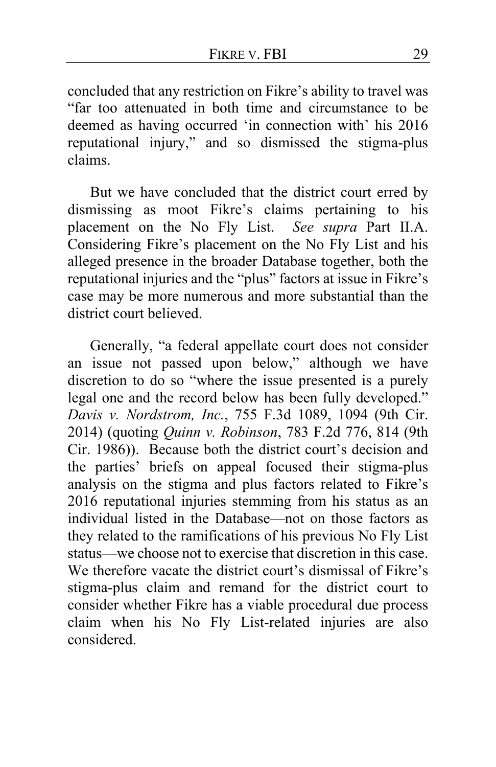concluded that any restriction on Fikre's ability to travel was "far too attenuated in both time and circumstance to be deemed as having occurred 'in connection with' his 2016 reputational injury," and so dismissed the stigma-plus claims.

But we have concluded that the district court erred by dismissing as moot Fikre's claims pertaining to his placement on the No Fly List. *See supra* Part II.A. Considering Fikre's placement on the No Fly List and his alleged presence in the broader Database together, both the reputational injuries and the "plus" factors at issue in Fikre's case may be more numerous and more substantial than the district court believed.

Generally, "a federal appellate court does not consider an issue not passed upon below," although we have discretion to do so "where the issue presented is a purely legal one and the record below has been fully developed." *Davis v. Nordstrom, Inc.*, 755 F.3d 1089, 1094 (9th Cir. 2014) (quoting *Quinn v. Robinson*, 783 F.2d 776, 814 (9th Cir. 1986)). Because both the district court's decision and the parties' briefs on appeal focused their stigma-plus analysis on the stigma and plus factors related to Fikre's 2016 reputational injuries stemming from his status as an individual listed in the Database—not on those factors as they related to the ramifications of his previous No Fly List status—we choose not to exercise that discretion in this case. We therefore vacate the district court's dismissal of Fikre's stigma-plus claim and remand for the district court to consider whether Fikre has a viable procedural due process claim when his No Fly List-related injuries are also considered.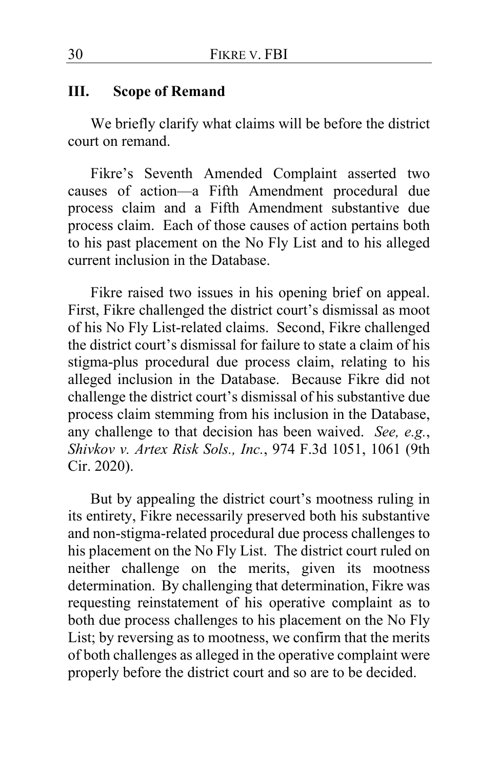## III. Scope of Remand

We briefly clarify what claims will be before the district court on remand.

Fikre's Seventh Amended Complaint asserted two causes of action—a Fifth Amendment procedural due process claim and a Fifth Amendment substantive due process claim. Each of those causes of action pertains both to his past placement on the No Fly List and to his alleged current inclusion in the Database.

Fikre raised two issues in his opening brief on appeal. First, Fikre challenged the district court's dismissal as moot of his No Fly List-related claims. Second, Fikre challenged the district court's dismissal for failure to state a claim of his stigma-plus procedural due process claim, relating to his alleged inclusion in the Database. Because Fikre did not challenge the district court's dismissal of his substantive due process claim stemming from his inclusion in the Database, any challenge to that decision has been waived. *See, e.g.*, *Shivkov v. Artex Risk Sols., Inc.*, 974 F.3d 1051, 1061 (9th Cir. 2020).

But by appealing the district court's mootness ruling in its entirety, Fikre necessarily preserved both his substantive and non-stigma-related procedural due process challenges to his placement on the No Fly List. The district court ruled on neither challenge on the merits, given its mootness determination. By challenging that determination, Fikre was requesting reinstatement of his operative complaint as to both due process challenges to his placement on the No Fly List; by reversing as to mootness, we confirm that the merits of both challenges as alleged in the operative complaint were properly before the district court and so are to be decided.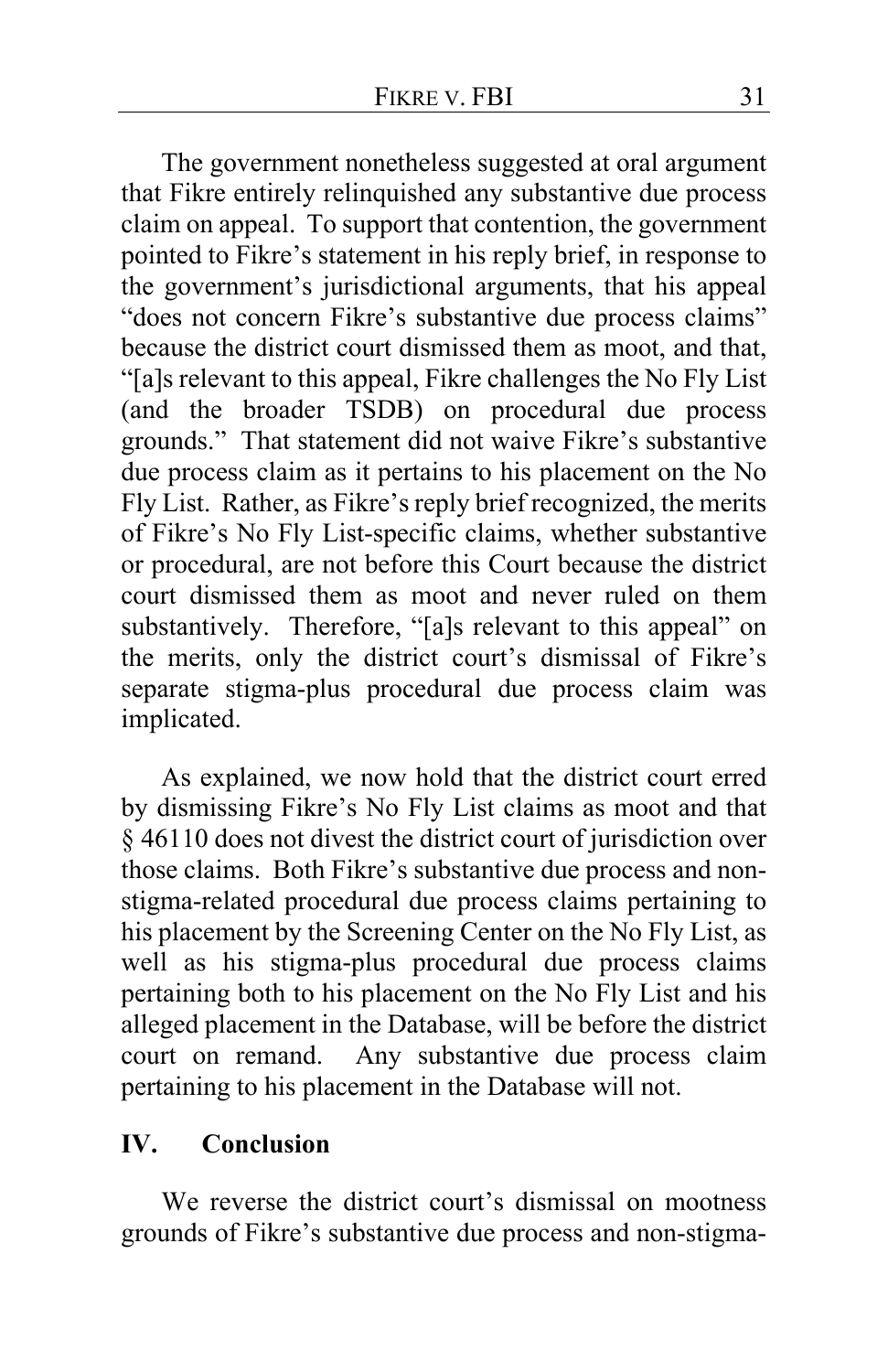The government nonetheless suggested at oral argument that Fikre entirely relinquished any substantive due process claim on appeal. To support that contention, the government pointed to Fikre's statement in his reply brief, in response to the government's jurisdictional arguments, that his appeal "does not concern Fikre's substantive due process claims" because the district court dismissed them as moot, and that, "[a]s relevant to this appeal, Fikre challenges the No Fly List (and the broader TSDB) on procedural due process grounds." That statement did not waive Fikre's substantive due process claim as it pertains to his placement on the No Fly List. Rather, as Fikre's reply brief recognized, the merits of Fikre's No Fly List-specific claims, whether substantive or procedural, are not before this Court because the district court dismissed them as moot and never ruled on them substantively. Therefore, "[a]s relevant to this appeal" on the merits, only the district court's dismissal of Fikre's separate stigma-plus procedural due process claim was implicated.

As explained, we now hold that the district court erred by dismissing Fikre's No Fly List claims as moot and that § 46110 does not divest the district court of jurisdiction over those claims. Both Fikre's substantive due process and non-stigma-related procedural due process claims pertaining to his placement by the Screening Center on the No Fly List, as well as his stigma-plus procedural due process claims pertaining both to his placement on the No Fly List and his alleged placement in the Database, will be before the district court on remand. Any substantive due process claim pertaining to his placement in the Database will not.

## IV. Conclusion

We reverse the district court's dismissal on mootness grounds of Fikre's substantive due process and non-stigma-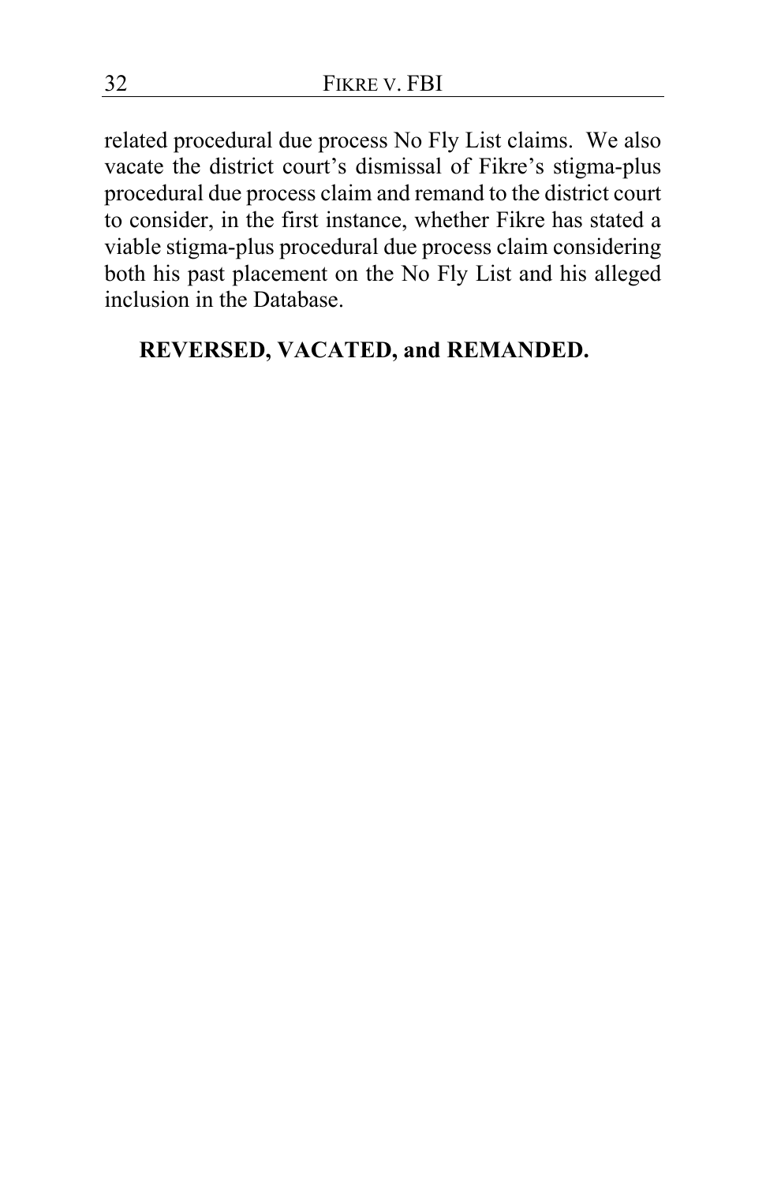related procedural due process No Fly List claims. We also vacate the district court's dismissal of Fikre's stigma-plus procedural due process claim and remand to the district court to consider, in the first instance, whether Fikre has stated a viable stigma-plus procedural due process claim considering both his past placement on the No Fly List and his alleged inclusion in the Database.

**REVERSED, VACATED, and REMANDED.**